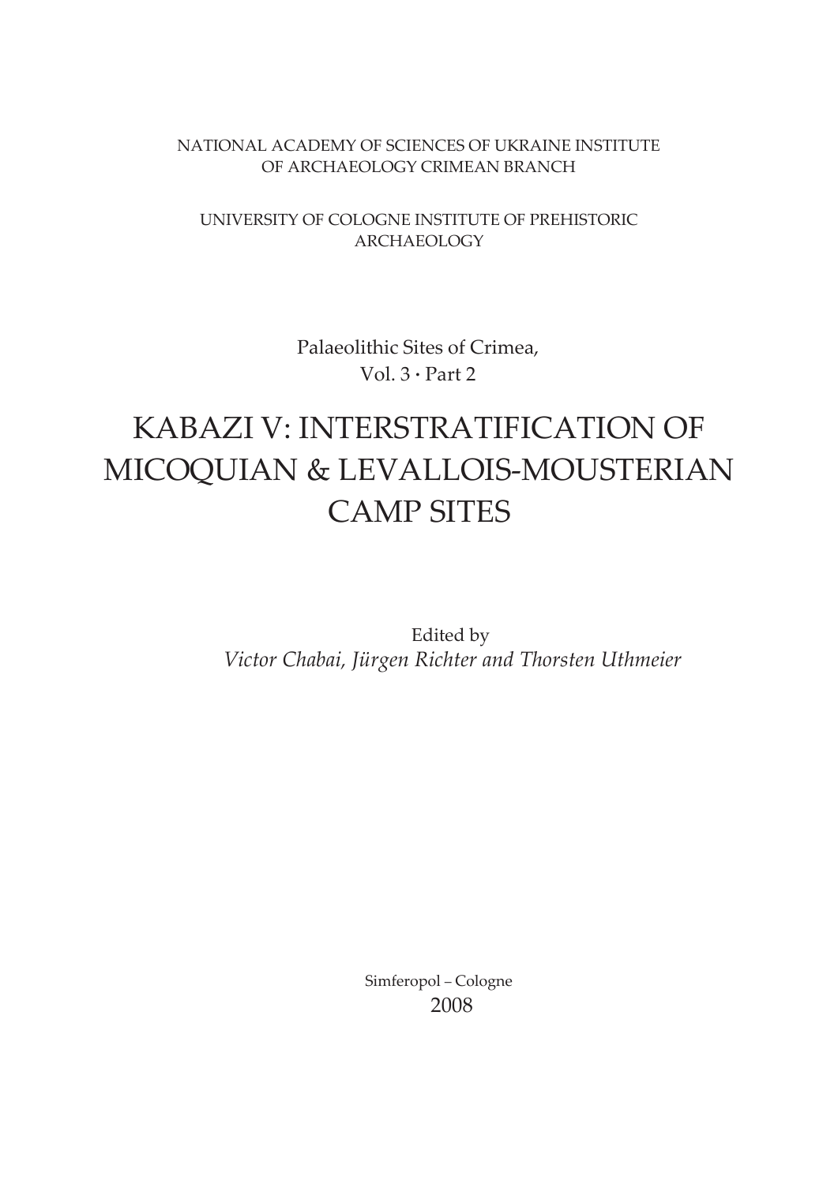NATIONAL ACADEMY OF SCIENCES OF UKRAINE INSTITUTE OF ARCHAEOLOGY CRIMEAN BRANCH

UNIVERSITY OF COLOGNE INSTITUTE OF PREHISTORIC ARCHAEOLOGY

Palaeolithic Sites of Crimea,
Vol. 3 · Part 2

# KABAZI V: INTERSTRATIFICATION OF MICOQUIAN & LEVALLOIS-MOUSTERIAN CAMP SITES

Edited by
*Victor Chabai, Jürgen Richter and Thorsten Uthmeier*

Simferopol – Cologne
2008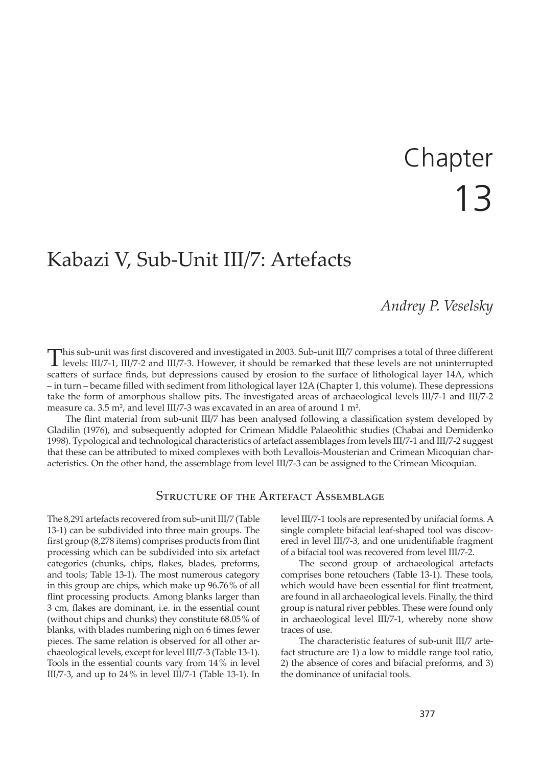# Chapter 13

# Kabazi V, Sub-Unit III/7: Artefacts

*Andrey P. Veselsky*

This sub-unit was first discovered and investigated in 2003. Sub-unit III/7 comprises a total of three different levels: III/7-1, III/7-2 and III/7-3. However, it should be remarked that these levels are not uninterrupted scatters of surface finds, but depressions caused by erosion to the surface of lithological layer 14A, which – in turn – became filled with sediment from lithological layer 12A (Chapter 1, this volume). These depressions take the form of amorphous shallow pits. The investigated areas of archaeological levels III/7-1 and III/7-2 measure ca. 3.5 m², and level III/7-3 was excavated in an area of around 1 m².

The flint material from sub-unit III/7 has been analysed following a classification system developed by Gladilin (1976), and subsequently adopted for Crimean Middle Palaeolithic studies (Chabai and Demidenko 1998). Typological and technological characteristics of artefact assemblages from levels III/7-1 and III/7-2 suggest that these can be attributed to mixed complexes with both Levallois-Mousterian and Crimean Micoquian characteristics. On the other hand, the assemblage from level III/7-3 can be assigned to the Crimean Micoquian.

## Structure of the Artefact Assemblage

The 8,291 artefacts recovered from sub-unit III/7 (Table 13-1) can be subdivided into three main groups. The first group (8,278 items) comprises products from flint processing which can be subdivided into six artefact categories (chunks, chips, flakes, blades, preforms, and tools; Table 13-1). The most numerous category in this group are chips, which make up 96.76% of all flint processing products. Among blanks larger than 3 cm, flakes are dominant, i.e. in the essential count (without chips and chunks) they constitute 68.05% of blanks, with blades numbering nigh on 6 times fewer pieces. The same relation is observed for all other archaeological levels, except for level III/7-3 (Table 13-1). Tools in the essential counts vary from 14% in level III/7-3, and up to 24% in level III/7-1 (Table 13-1). In level III/7-1 tools are represented by unifacial forms. A single complete bifacial leaf-shaped tool was discovered in level III/7-3, and one unidentifiable fragment of a bifacial tool was recovered from level III/7-2.

The second group of archaeological artefacts comprises bone retouchers (Table 13-1). These tools, which would have been essential for flint treatment, are found in all archaeological levels. Finally, the third group is natural river pebbles. These were found only in archaeological level III/7-1, whereby none show traces of use.

The characteristic features of sub-unit III/7 artefact structure are 1) a low to middle range tool ratio, 2) the absence of cores and bifacial preforms, and 3) the dominance of unifacial tools.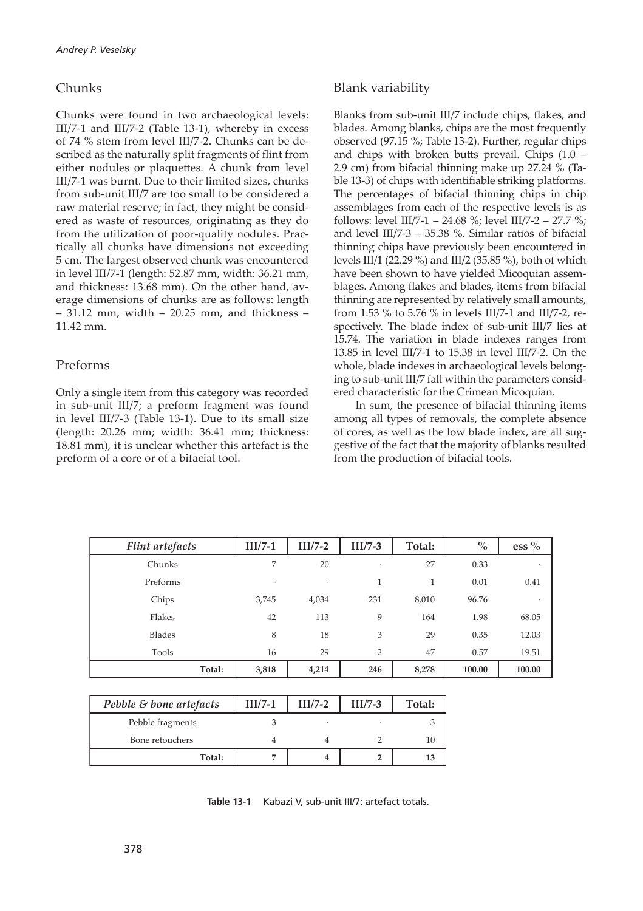## Chunks

Chunks were found in two archaeological levels: III/7-1 and III/7-2 (Table 13-1), whereby in excess of 74 % stem from level III/7-2. Chunks can be described as the naturally split fragments of flint from either nodules or plaquettes. A chunk from level III/7-1 was burnt. Due to their limited sizes, chunks from sub-unit III/7 are too small to be considered a raw material reserve; in fact, they might be considered as waste of resources, originating as they do from the utilization of poor-quality nodules. Practically all chunks have dimensions not exceeding 5 cm. The largest observed chunk was encountered in level III/7-1 (length: 52.87 mm, width: 36.21 mm, and thickness: 13.68 mm). On the other hand, average dimensions of chunks are as follows: length – 31.12 mm, width – 20.25 mm, and thickness – 11.42 mm.

## Preforms

Only a single item from this category was recorded in sub-unit III/7; a preform fragment was found in level III/7-3 (Table 13-1). Due to its small size (length: 20.26 mm; width: 36.41 mm; thickness: 18.81 mm), it is unclear whether this artefact is the preform of a core or of a bifacial tool.

## Blank variability

Blanks from sub-unit III/7 include chips, flakes, and blades. Among blanks, chips are the most frequently observed (97.15 %; Table 13-2). Further, regular chips and chips with broken butts prevail. Chips (1.0 – 2.9 cm) from bifacial thinning make up 27.24 % (Table 13-3) of chips with identifiable striking platforms. The percentages of bifacial thinning chips in chip assemblages from each of the respective levels is as follows: level III/7-1 – 24.68 %; level III/7-2 – 27.7 %; and level III/7-3 – 35.38 %. Similar ratios of bifacial thinning chips have previously been encountered in levels III/1 (22.29 %) and III/2 (35.85 %), both of which have been shown to have yielded Micoquian assemblages. Among flakes and blades, items from bifacial thinning are represented by relatively small amounts, from 1.53 % to 5.76 % in levels III/7-1 and III/7-2, respectively. The blade index of sub-unit III/7 lies at 15.74. The variation in blade indexes ranges from 13.85 in level III/7-1 to 15.38 in level III/7-2. On the whole, blade indexes in archaeological levels belonging to sub-unit III/7 fall within the parameters considered characteristic for the Crimean Micoquian.

In sum, the presence of bifacial thinning items among all types of removals, the complete absence of cores, as well as the low blade index, are all suggestive of the fact that the majority of blanks resulted from the production of bifacial tools.

| *Flint artefacts* | III/7-1 | III/7-2 | III/7-3 | Total: | % | ess % |
|---|---|---|---|---|---|---|
| Chunks | 7 | 20 | · | 27 | 0.33 | · |
| Preforms | · | · | 1 | 1 | 0.01 | 0.41 |
| Chips | 3,745 | 4,034 | 231 | 8,010 | 96.76 | · |
| Flakes | 42 | 113 | 9 | 164 | 1.98 | 68.05 |
| Blades | 8 | 18 | 3 | 29 | 0.35 | 12.03 |
| Tools | 16 | 29 | 2 | 47 | 0.57 | 19.51 |
| **Total:** | **3,818** | **4,214** | **246** | **8,278** | **100.00** | **100.00** |

| *Pebble & bone artefacts* | III/7-1 | III/7-2 | III/7-3 | Total: |
|---|---|---|---|---|
| Pebble fragments | 3 | · | · | 3 |
| Bone retouchers | 4 | 4 | 2 | 10 |
| **Total:** | **7** | **4** | **2** | **13** |

**Table 13-1** Kabazi V, sub-unit III/7: artefact totals.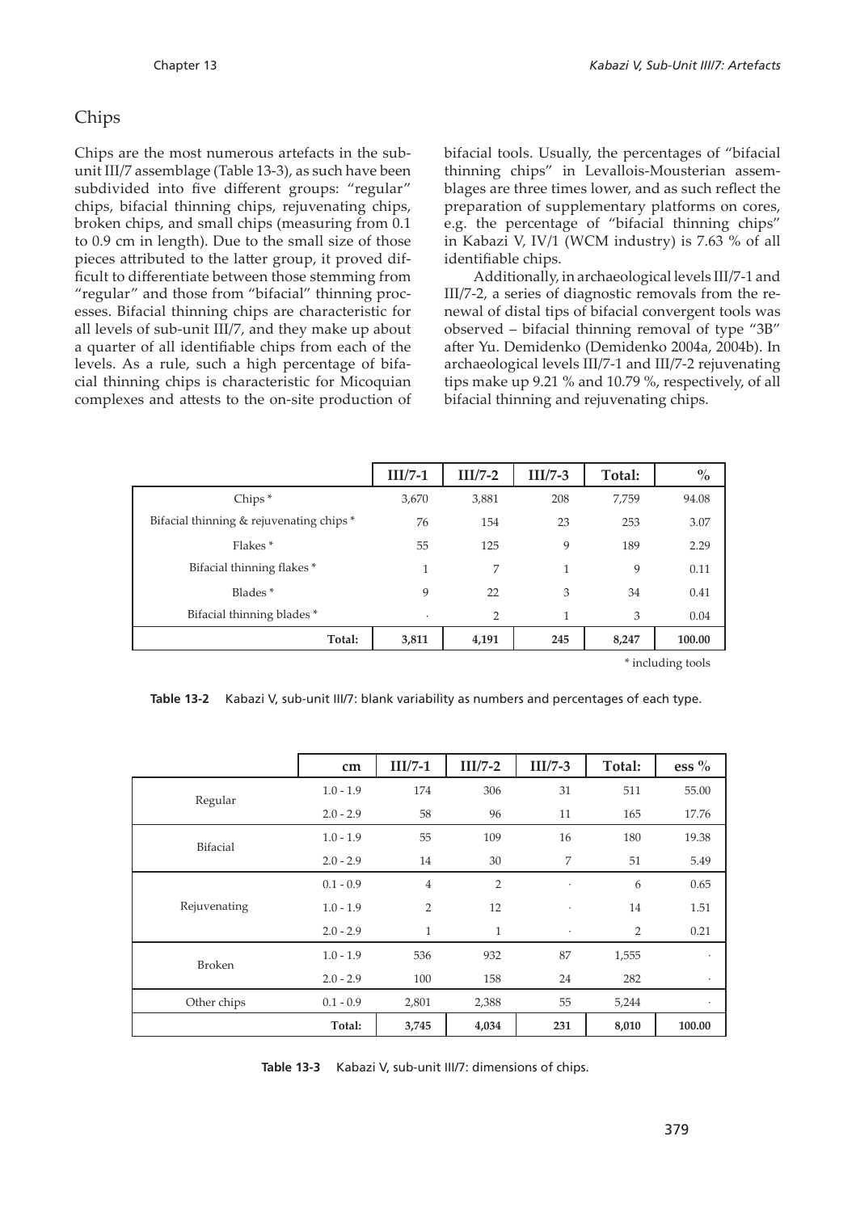## Chips

Chips are the most numerous artefacts in the sub-unit III/7 assemblage (Table 13-3), as such have been subdivided into five different groups: "regular" chips, bifacial thinning chips, rejuvenating chips, broken chips, and small chips (measuring from 0.1 to 0.9 cm in length). Due to the small size of those pieces attributed to the latter group, it proved difficult to differentiate between those stemming from "regular" and those from "bifacial" thinning processes. Bifacial thinning chips are characteristic for all levels of sub-unit III/7, and they make up about a quarter of all identifiable chips from each of the levels. As a rule, such a high percentage of bifacial thinning chips is characteristic for Micoquian complexes and attests to the on-site production of bifacial tools. Usually, the percentages of "bifacial thinning chips" in Levallois-Mousterian assemblages are three times lower, and as such reflect the preparation of supplementary platforms on cores, e.g. the percentage of "bifacial thinning chips" in Kabazi V, IV/1 (WCM industry) is 7.63 % of all identifiable chips.

Additionally, in archaeological levels III/7-1 and III/7-2, a series of diagnostic removals from the renewal of distal tips of bifacial convergent tools was observed – bifacial thinning removal of type "3B" after Yu. Demidenko (Demidenko 2004a, 2004b). In archaeological levels III/7-1 and III/7-2 rejuvenating tips make up 9.21 % and 10.79 %, respectively, of all bifacial thinning and rejuvenating chips.

| | III/7-1 | III/7-2 | III/7-3 | Total: | % |
|---|---|---|---|---|---|
| Chips * | 3,670 | 3,881 | 208 | 7,759 | 94.08 |
| Bifacial thinning & rejuvenating chips * | 76 | 154 | 23 | 253 | 3.07 |
| Flakes * | 55 | 125 | 9 | 189 | 2.29 |
| Bifacial thinning flakes * | 1 | 7 | 1 | 9 | 0.11 |
| Blades * | 9 | 22 | 3 | 34 | 0.41 |
| Bifacial thinning blades * | · | 2 | 1 | 3 | 0.04 |
| **Total:** | **3,811** | **4,191** | **245** | **8,247** | **100.00** |

\* including tools

**Table 13-2** Kabazi V, sub-unit III/7: blank variability as numbers and percentages of each type.

| | cm | III/7-1 | III/7-2 | III/7-3 | Total: | ess % |
|---|---|---|---|---|---|---|
| Regular | 1.0 - 1.9 | 174 | 306 | 31 | 511 | 55.00 |
| | 2.0 - 2.9 | 58 | 96 | 11 | 165 | 17.76 |
| Bifacial | 1.0 - 1.9 | 55 | 109 | 16 | 180 | 19.38 |
| | 2.0 - 2.9 | 14 | 30 | 7 | 51 | 5.49 |
| Rejuvenating | 0.1 - 0.9 | 4 | 2 | · | 6 | 0.65 |
| | 1.0 - 1.9 | 2 | 12 | · | 14 | 1.51 |
| | 2.0 - 2.9 | 1 | 1 | · | 2 | 0.21 |
| Broken | 1.0 - 1.9 | 536 | 932 | 87 | 1,555 | · |
| | 2.0 - 2.9 | 100 | 158 | 24 | 282 | · |
| Other chips | 0.1 - 0.9 | 2,801 | 2,388 | 55 | 5,244 | · |
| | **Total:** | **3,745** | **4,034** | **231** | **8,010** | **100.00** |

**Table 13-3** Kabazi V, sub-unit III/7: dimensions of chips.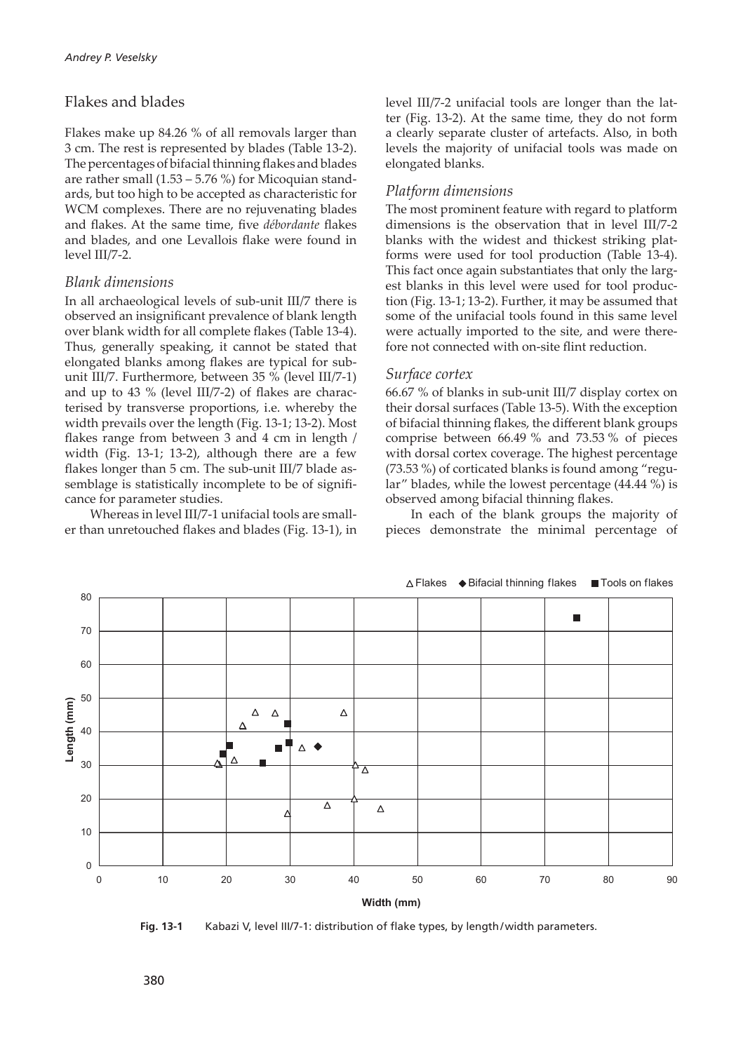## Flakes and blades

Flakes make up 84.26 % of all removals larger than 3 cm. The rest is represented by blades (Table 13-2). The percentages of bifacial thinning flakes and blades are rather small (1.53 – 5.76 %) for Micoquian standards, but too high to be accepted as characteristic for WCM complexes. There are no rejuvenating blades and flakes. At the same time, five *débordante* flakes and blades, and one Levallois flake were found in level III/7-2.

### *Blank dimensions*

In all archaeological levels of sub-unit III/7 there is observed an insignificant prevalence of blank length over blank width for all complete flakes (Table 13-4). Thus, generally speaking, it cannot be stated that elongated blanks among flakes are typical for sub-unit III/7. Furthermore, between 35 % (level III/7-1) and up to 43 % (level III/7-2) of flakes are characterised by transverse proportions, i.e. whereby the width prevails over the length (Fig. 13-1; 13-2). Most flakes range from between 3 and 4 cm in length / width (Fig. 13-1; 13-2), although there are a few flakes longer than 5 cm. The sub-unit III/7 blade assemblage is statistically incomplete to be of significance for parameter studies.

Whereas in level III/7-1 unifacial tools are smaller than unretouched flakes and blades (Fig. 13-1), in level III/7-2 unifacial tools are longer than the latter (Fig. 13-2). At the same time, they do not form a clearly separate cluster of artefacts. Also, in both levels the majority of unifacial tools was made on elongated blanks.

### *Platform dimensions*

The most prominent feature with regard to platform dimensions is the observation that in level III/7-2 blanks with the widest and thickest striking platforms were used for tool production (Table 13-4). This fact once again substantiates that only the largest blanks in this level were used for tool production (Fig. 13-1; 13-2). Further, it may be assumed that some of the unifacial tools found in this same level were actually imported to the site, and were therefore not connected with on-site flint reduction.

### *Surface cortex*

66.67 % of blanks in sub-unit III/7 display cortex on their dorsal surfaces (Table 13-5). With the exception of bifacial thinning flakes, the different blank groups comprise between 66.49 % and 73.53 % of pieces with dorsal cortex coverage. The highest percentage (73.53 %) of corticated blanks is found among "regular" blades, while the lowest percentage (44.44 %) is observed among bifacial thinning flakes.

In each of the blank groups the majority of pieces demonstrate the minimal percentage of

**Fig. 13-1** Kabazi V, level III/7-1: distribution of flake types, by length/width parameters.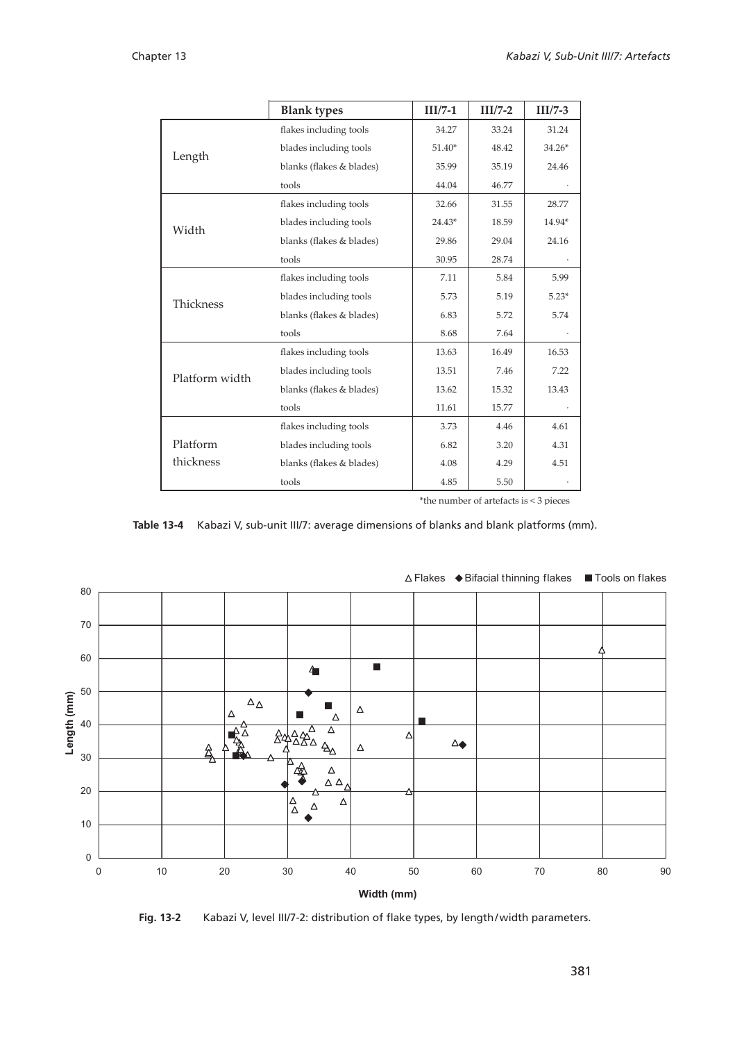| | Blank types | III/7-1 | III/7-2 | III/7-3 |
|---|---|---|---|---|
| Length | flakes including tools | 34.27 | 33.24 | 31.24 |
| | blades including tools | 51.40* | 48.42 | 34.26* |
| | blanks (flakes & blades) | 35.99 | 35.19 | 24.46 |
| | tools | 44.04 | 46.77 | · |
| Width | flakes including tools | 32.66 | 31.55 | 28.77 |
| | blades including tools | 24.43* | 18.59 | 14.94* |
| | blanks (flakes & blades) | 29.86 | 29.04 | 24.16 |
| | tools | 30.95 | 28.74 | · |
| Thickness | flakes including tools | 7.11 | 5.84 | 5.99 |
| | blades including tools | 5.73 | 5.19 | 5.23* |
| | blanks (flakes & blades) | 6.83 | 5.72 | 5.74 |
| | tools | 8.68 | 7.64 | · |
| Platform width | flakes including tools | 13.63 | 16.49 | 16.53 |
| | blades including tools | 13.51 | 7.46 | 7.22 |
| | blanks (flakes & blades) | 13.62 | 15.32 | 13.43 |
| | tools | 11.61 | 15.77 | · |
| Platform thickness | flakes including tools | 3.73 | 4.46 | 4.61 |
| | blades including tools | 6.82 | 3.20 | 4.31 |
| | blanks (flakes & blades) | 4.08 | 4.29 | 4.51 |
| | tools | 4.85 | 5.50 | · |

*the number of artefacts is < 3 pieces

**Table 13-4** Kabazi V, sub-unit III/7: average dimensions of blanks and blank platforms (mm).

**Fig. 13-2** Kabazi V, level III/7-2: distribution of flake types, by length/width parameters.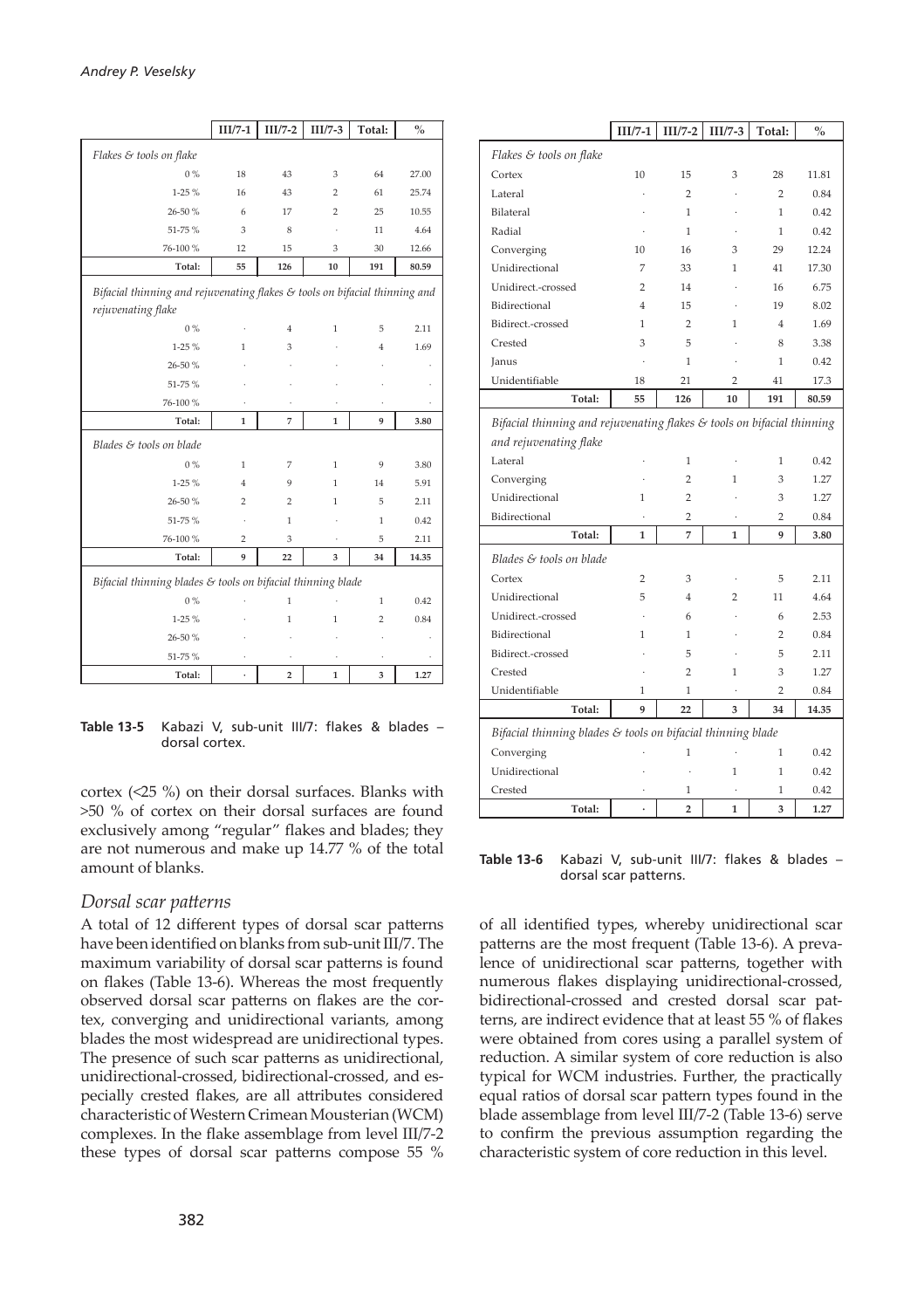| | III/7-1 | III/7-2 | III/7-3 | Total: | % |
|---|---|---|---|---|---|
| *Flakes & tools on flake* | | | | | |
| 0 % | 18 | 43 | 3 | 64 | 27.00 |
| 1-25 % | 16 | 43 | 2 | 61 | 25.74 |
| 26-50 % | 6 | 17 | 2 | 25 | 10.55 |
| 51-75 % | 3 | 8 | · | 11 | 4.64 |
| 76-100 % | 12 | 15 | 3 | 30 | 12.66 |
| **Total:** | **55** | **126** | **10** | **191** | **80.59** |
| *Bifacial thinning and rejuvenating flakes & tools on bifacial thinning and rejuvenating flake* | | | | | |
| 0 % | · | 4 | 1 | 5 | 2.11 |
| 1-25 % | 1 | 3 | · | 4 | 1.69 |
| 26-50 % | · | · | · | · | · |
| 51-75 % | · | · | · | · | · |
| 76-100 % | · | · | · | · | · |
| **Total:** | **1** | **7** | **1** | **9** | **3.80** |
| *Blades & tools on blade* | | | | | |
| 0 % | 1 | 7 | 1 | 9 | 3.80 |
| 1-25 % | 4 | 9 | 1 | 14 | 5.91 |
| 26-50 % | 2 | 2 | 1 | 5 | 2.11 |
| 51-75 % | · | 1 | · | 1 | 0.42 |
| 76-100 % | 2 | 3 | · | 5 | 2.11 |
| **Total:** | **9** | **22** | **3** | **34** | **14.35** |
| *Bifacial thinning blades & tools on bifacial thinning blade* | | | | | |
| 0 % | · | 1 | · | 1 | 0.42 |
| 1-25 % | · | 1 | 1 | 2 | 0.84 |
| 26-50 % | · | · | · | · | · |
| 51-75 % | · | · | · | · | · |
| **Total:** | **·** | **2** | **1** | **3** | **1.27** |

**Table 13-5** Kabazi V, sub-unit III/7: flakes & blades – dorsal cortex.

cortex (<25 %) on their dorsal surfaces. Blanks with >50 % of cortex on their dorsal surfaces are found exclusively among "regular" flakes and blades; they are not numerous and make up 14.77 % of the total amount of blanks.

### *Dorsal scar patterns*

A total of 12 different types of dorsal scar patterns have been identified on blanks from sub-unit III/7. The maximum variability of dorsal scar patterns is found on flakes (Table 13-6). Whereas the most frequently observed dorsal scar patterns on flakes are the cortex, converging and unidirectional variants, among blades the most widespread are unidirectional types. The presence of such scar patterns as unidirectional, unidirectional-crossed, bidirectional-crossed, and especially crested flakes, are all attributes considered characteristic of Western Crimean Mousterian (WCM) complexes. In the flake assemblage from level III/7-2 these types of dorsal scar patterns compose 55 % of all identified types, whereby unidirectional scar patterns are the most frequent (Table 13-6). A prevalence of unidirectional scar patterns, together with numerous flakes displaying unidirectional-crossed, bidirectional-crossed and crested dorsal scar patterns, are indirect evidence that at least 55 % of flakes were obtained from cores using a parallel system of reduction. A similar system of core reduction is also typical for WCM industries. Further, the practically equal ratios of dorsal scar pattern types found in the blade assemblage from level III/7-2 (Table 13-6) serve to confirm the previous assumption regarding the characteristic system of core reduction in this level.

| | III/7-1 | III/7-2 | III/7-3 | Total: | % |
|---|---|---|---|---|---|
| *Flakes & tools on flake* | | | | | |
| Cortex | 10 | 15 | 3 | 28 | 11.81 |
| Lateral | · | 2 | · | 2 | 0.84 |
| Bilateral | · | 1 | · | 1 | 0.42 |
| Radial | · | 1 | · | 1 | 0.42 |
| Converging | 10 | 16 | 3 | 29 | 12.24 |
| Unidirectional | 7 | 33 | 1 | 41 | 17.30 |
| Unidirect.-crossed | 2 | 14 | · | 16 | 6.75 |
| Bidirectional | 4 | 15 | · | 19 | 8.02 |
| Bidirect.-crossed | 1 | 2 | 1 | 4 | 1.69 |
| Crested | 3 | 5 | · | 8 | 3.38 |
| Janus | · | 1 | · | 1 | 0.42 |
| Unidentifiable | 18 | 21 | 2 | 41 | 17.3 |
| **Total:** | **55** | **126** | **10** | **191** | **80.59** |
| *Bifacial thinning and rejuvenating flakes & tools on bifacial thinning and rejuvenating flake* | | | | | |
| Lateral | · | 1 | · | 1 | 0.42 |
| Converging | · | 2 | 1 | 3 | 1.27 |
| Unidirectional | 1 | 2 | · | 3 | 1.27 |
| Bidirectional | · | 2 | · | 2 | 0.84 |
| **Total:** | **1** | **7** | **1** | **9** | **3.80** |
| *Blades & tools on blade* | | | | | |
| Cortex | 2 | 3 | · | 5 | 2.11 |
| Unidirectional | 5 | 4 | 2 | 11 | 4.64 |
| Unidirect.-crossed | · | 6 | · | 6 | 2.53 |
| Bidirectional | 1 | 1 | · | 2 | 0.84 |
| Bidirect.-crossed | · | 5 | · | 5 | 2.11 |
| Crested | · | 2 | 1 | 3 | 1.27 |
| Unidentifiable | 1 | 1 | · | 2 | 0.84 |
| **Total:** | **9** | **22** | **3** | **34** | **14.35** |
| *Bifacial thinning blades & tools on bifacial thinning blade* | | | | | |
| Converging | · | 1 | · | 1 | 0.42 |
| Unidirectional | · | · | 1 | 1 | 0.42 |
| Crested | · | 1 | · | 1 | 0.42 |
| **Total:** | **·** | **2** | **1** | **3** | **1.27** |

**Table 13-6** Kabazi V, sub-unit III/7: flakes & blades – dorsal scar patterns.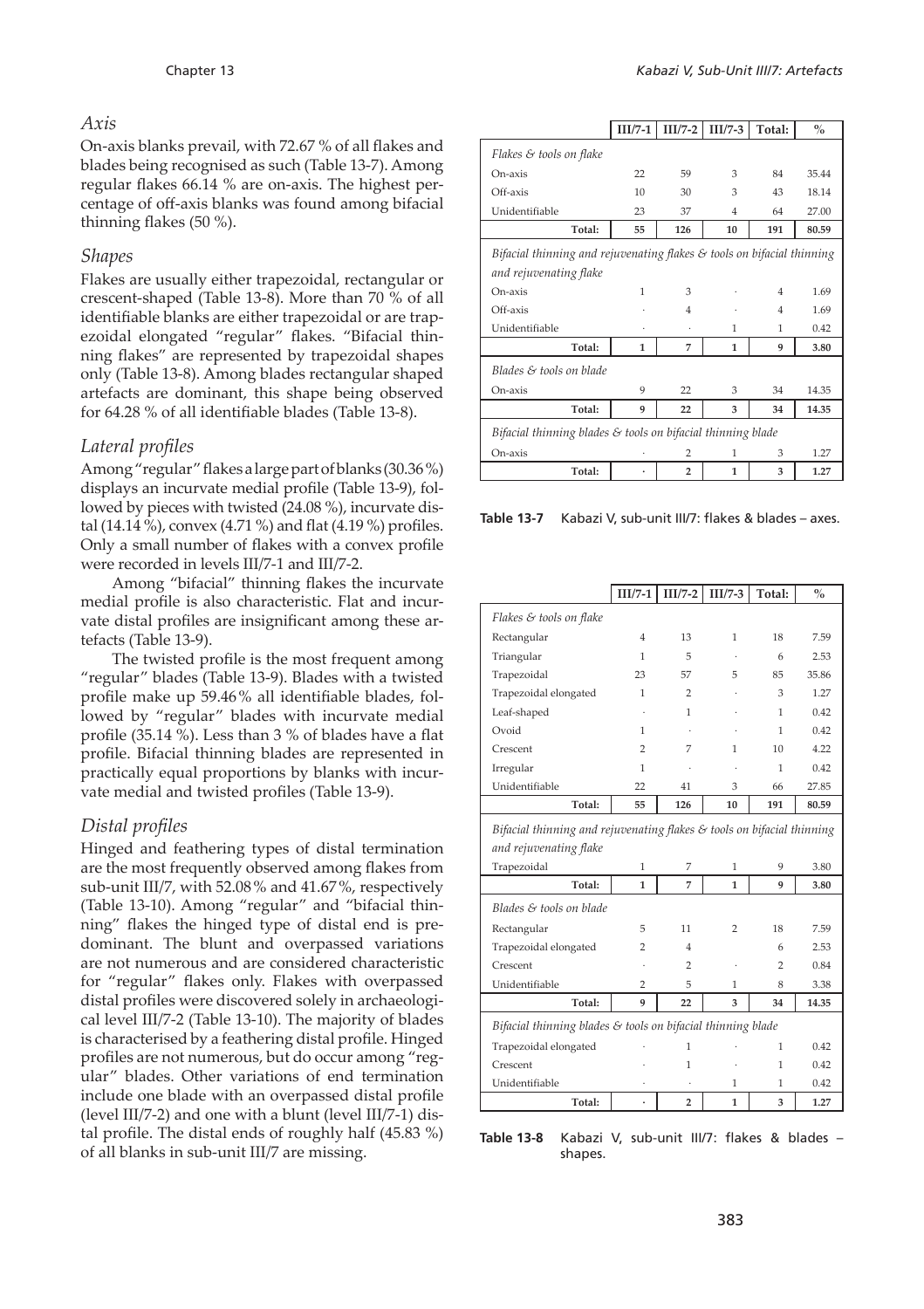### *Axis*

On-axis blanks prevail, with 72.67 % of all flakes and blades being recognised as such (Table 13-7). Among regular flakes 66.14 % are on-axis. The highest percentage of off-axis blanks was found among bifacial thinning flakes (50 %).

### *Shapes*

Flakes are usually either trapezoidal, rectangular or crescent-shaped (Table 13-8). More than 70 % of all identifiable blanks are either trapezoidal or are trapezoidal elongated "regular" flakes. "Bifacial thinning flakes" are represented by trapezoidal shapes only (Table 13-8). Among blades rectangular shaped artefacts are dominant, this shape being observed for 64.28 % of all identifiable blades (Table 13-8).

### *Lateral profiles*

Among "regular" flakes a large part of blanks (30.36 %) displays an incurvate medial profile (Table 13-9), followed by pieces with twisted (24.08 %), incurvate distal (14.14 %), convex (4.71 %) and flat (4.19 %) profiles. Only a small number of flakes with a convex profile were recorded in levels III/7-1 and III/7-2.

Among "bifacial" thinning flakes the incurvate medial profile is also characteristic. Flat and incurvate distal profiles are insignificant among these artefacts (Table 13-9).

The twisted profile is the most frequent among "regular" blades (Table 13-9). Blades with a twisted profile make up 59.46 % all identifiable blades, followed by "regular" blades with incurvate medial profile (35.14 %). Less than 3 % of blades have a flat profile. Bifacial thinning blades are represented in practically equal proportions by blanks with incurvate medial and twisted profiles (Table 13-9).

### *Distal profiles*

Hinged and feathering types of distal termination are the most frequently observed among flakes from sub-unit III/7, with 52.08 % and 41.67 %, respectively (Table 13-10). Among "regular" and "bifacial thinning" flakes the hinged type of distal end is predominant. The blunt and overpassed variations are not numerous and are considered characteristic for "regular" flakes only. Flakes with overpassed distal profiles were discovered solely in archaeological level III/7-2 (Table 13-10). The majority of blades is characterised by a feathering distal profile. Hinged profiles are not numerous, but do occur among "regular" blades. Other variations of end termination include one blade with an overpassed distal profile (level III/7-2) and one with a blunt (level III/7-1) distal profile. The distal ends of roughly half (45.83 %) of all blanks in sub-unit III/7 are missing.

| | III/7-1 | III/7-2 | III/7-3 | Total: | % |
|---|---|---|---|---|---|
| *Flakes & tools on flake* | | | | | |
| On-axis | 22 | 59 | 3 | 84 | 35.44 |
| Off-axis | 10 | 30 | 3 | 43 | 18.14 |
| Unidentifiable | 23 | 37 | 4 | 64 | 27.00 |
| **Total:** | **55** | **126** | **10** | **191** | **80.59** |
| *Bifacial thinning and rejuvenating flakes & tools on bifacial thinning and rejuvenating flake* | | | | | |
| On-axis | 1 | 3 | · | 4 | 1.69 |
| Off-axis | · | 4 | · | 4 | 1.69 |
| Unidentifiable | · | · | 1 | 1 | 0.42 |
| **Total:** | **1** | **7** | **1** | **9** | **3.80** |
| *Blades & tools on blade* | | | | | |
| On-axis | 9 | 22 | 3 | 34 | 14.35 |
| **Total:** | **9** | **22** | **3** | **34** | **14.35** |
| *Bifacial thinning blades & tools on bifacial thinning blade* | | | | | |
| On-axis | · | 2 | 1 | 3 | 1.27 |
| **Total:** | **·** | **2** | **1** | **3** | **1.27** |

**Table 13-7** Kabazi V, sub-unit III/7: flakes & blades – axes.

| | III/7-1 | III/7-2 | III/7-3 | Total: | % |
|---|---|---|---|---|---|
| *Flakes & tools on flake* | | | | | |
| Rectangular | 4 | 13 | 1 | 18 | 7.59 |
| Triangular | 1 | 5 | · | 6 | 2.53 |
| Trapezoidal | 23 | 57 | 5 | 85 | 35.86 |
| Trapezoidal elongated | 1 | 2 | · | 3 | 1.27 |
| Leaf-shaped | · | 1 | · | 1 | 0.42 |
| Ovoid | 1 | · | · | 1 | 0.42 |
| Crescent | 2 | 7 | 1 | 10 | 4.22 |
| Irregular | 1 | · | · | 1 | 0.42 |
| Unidentifiable | 22 | 41 | 3 | 66 | 27.85 |
| **Total:** | **55** | **126** | **10** | **191** | **80.59** |
| *Bifacial thinning and rejuvenating flakes & tools on bifacial thinning and rejuvenating flake* | | | | | |
| Trapezoidal | 1 | 7 | 1 | 9 | 3.80 |
| **Total:** | **1** | **7** | **1** | **9** | **3.80** |
| *Blades & tools on blade* | | | | | |
| Rectangular | 5 | 11 | 2 | 18 | 7.59 |
| Trapezoidal elongated | 2 | 4 | · | 6 | 2.53 |
| Crescent | · | 2 | · | 2 | 0.84 |
| Unidentifiable | 2 | 5 | 1 | 8 | 3.38 |
| **Total:** | **9** | **22** | **3** | **34** | **14.35** |
| *Bifacial thinning blades & tools on bifacial thinning blade* | | | | | |
| Trapezoidal elongated | · | 1 | · | 1 | 0.42 |
| Crescent | · | 1 | · | 1 | 0.42 |
| Unidentifiable | · | · | 1 | 1 | 0.42 |
| **Total:** | **·** | **2** | **1** | **3** | **1.27** |

**Table 13-8** Kabazi V, sub-unit III/7: flakes & blades – shapes.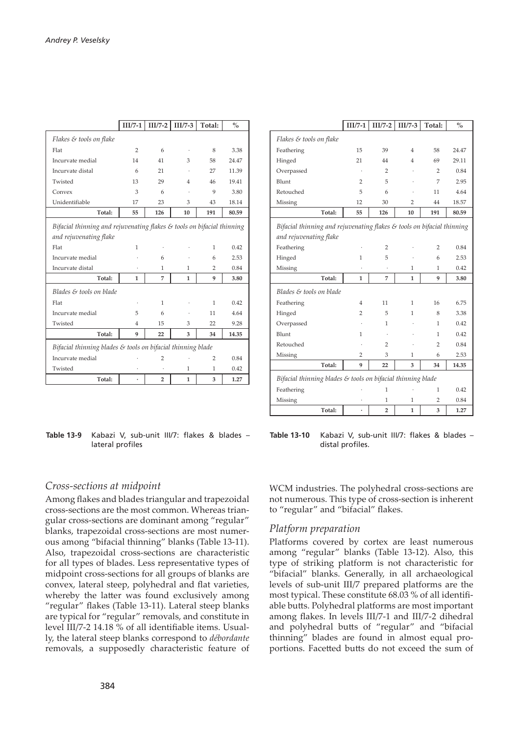| | III/7-1 | III/7-2 | III/7-3 | Total: | % |
|---|---|---|---|---|---|
| *Flakes & tools on flake* | | | | | |
| Flat | 2 | 6 | · | 8 | 3.38 |
| Incurvate medial | 14 | 41 | 3 | 58 | 24.47 |
| Incurvate distal | 6 | 21 | · | 27 | 11.39 |
| Twisted | 13 | 29 | 4 | 46 | 19.41 |
| Convex | 3 | 6 | · | 9 | 3.80 |
| Unidentifiable | 17 | 23 | 3 | 43 | 18.14 |
| **Total:** | **55** | **126** | **10** | **191** | **80.59** |
| *Bifacial thinning and rejuvenating flakes & tools on bifacial thinning and rejuvenating flake* | | | | | |
| Flat | 1 | · | · | 1 | 0.42 |
| Incurvate medial | · | 6 | · | 6 | 2.53 |
| Incurvate distal | · | 1 | 1 | 2 | 0.84 |
| **Total:** | **1** | **7** | **1** | **9** | **3.80** |
| *Blades & tools on blade* | | | | | |
| Flat | · | 1 | · | 1 | 0.42 |
| Incurvate medial | 5 | 6 | · | 11 | 4.64 |
| Twisted | 4 | 15 | 3 | 22 | 9.28 |
| **Total:** | **9** | **22** | **3** | **34** | **14.35** |
| *Bifacial thinning blades & tools on bifacial thinning blade* | | | | | |
| Incurvate medial | · | 2 | · | 2 | 0.84 |
| Twisted | · | · | 1 | 1 | 0.42 |
| **Total:** | **·** | **2** | **1** | **3** | **1.27** |

**Table 13-9** Kabazi V, sub-unit III/7: flakes & blades – lateral profiles

| | III/7-1 | III/7-2 | III/7-3 | Total: | % |
|---|---|---|---|---|---|
| *Flakes & tools on flake* | | | | | |
| Feathering | 15 | 39 | 4 | 58 | 24.47 |
| Hinged | 21 | 44 | 4 | 69 | 29.11 |
| Overpassed | · | 2 | · | 2 | 0.84 |
| Blunt | 2 | 5 | · | 7 | 2.95 |
| Retouched | 5 | 6 | · | 11 | 4.64 |
| Missing | 12 | 30 | 2 | 44 | 18.57 |
| **Total:** | **55** | **126** | **10** | **191** | **80.59** |
| *Bifacial thinning and rejuvenating flakes & tools on bifacial thinning and rejuvenating flake* | | | | | |
| Feathering | · | 2 | · | 2 | 0.84 |
| Hinged | 1 | 5 | · | 6 | 2.53 |
| Missing | · | · | 1 | 1 | 0.42 |
| **Total:** | **1** | **7** | **1** | **9** | **3.80** |
| *Blades & tools on blade* | | | | | |
| Feathering | 4 | 11 | 1 | 16 | 6.75 |
| Hinged | 2 | 5 | 1 | 8 | 3.38 |
| Overpassed | · | 1 | · | 1 | 0.42 |
| Blunt | 1 | · | · | 1 | 0.42 |
| Retouched | · | 2 | · | 2 | 0.84 |
| Missing | 2 | 3 | 1 | 6 | 2.53 |
| **Total:** | **9** | **22** | **3** | **34** | **14.35** |
| *Bifacial thinning blades & tools on bifacial thinning blade* | | | | | |
| Feathering | · | 1 | · | 1 | 0.42 |
| Missing | · | 1 | 1 | 2 | 0.84 |
| **Total:** | **·** | **2** | **1** | **3** | **1.27** |

**Table 13-10** Kabazi V, sub-unit III/7: flakes & blades – distal profiles.

### *Cross-sections at midpoint*

Among flakes and blades triangular and trapezoidal cross-sections are the most common. Whereas triangular cross-sections are dominant among "regular" blanks, trapezoidal cross-sections are most numerous among "bifacial thinning" blanks (Table 13-11). Also, trapezoidal cross-sections are characteristic for all types of blades. Less representative types of midpoint cross-sections for all groups of blanks are convex, lateral steep, polyhedral and flat varieties, whereby the latter was found exclusively among "regular" flakes (Table 13-11). Lateral steep blanks are typical for "regular" removals, and constitute in level III/7-2 14.18 % of all identifiable items. Usually, the lateral steep blanks correspond to *débordante* removals, a supposedly characteristic feature of WCM industries. The polyhedral cross-sections are not numerous. This type of cross-section is inherent to "regular" and "bifacial" flakes.

### *Platform preparation*

Platforms covered by cortex are least numerous among "regular" blanks (Table 13-12). Also, this type of striking platform is not characteristic for "bifacial" blanks. Generally, in all archaeological levels of sub-unit III/7 prepared platforms are the most typical. These constitute 68.03 % of all identifiable butts. Polyhedral platforms are most important among flakes. In levels III/7-1 and III/7-2 dihedral and polyhedral butts of "regular" and "bifacial thinning" blades are found in almost equal proportions. Facetted butts do not exceed the sum of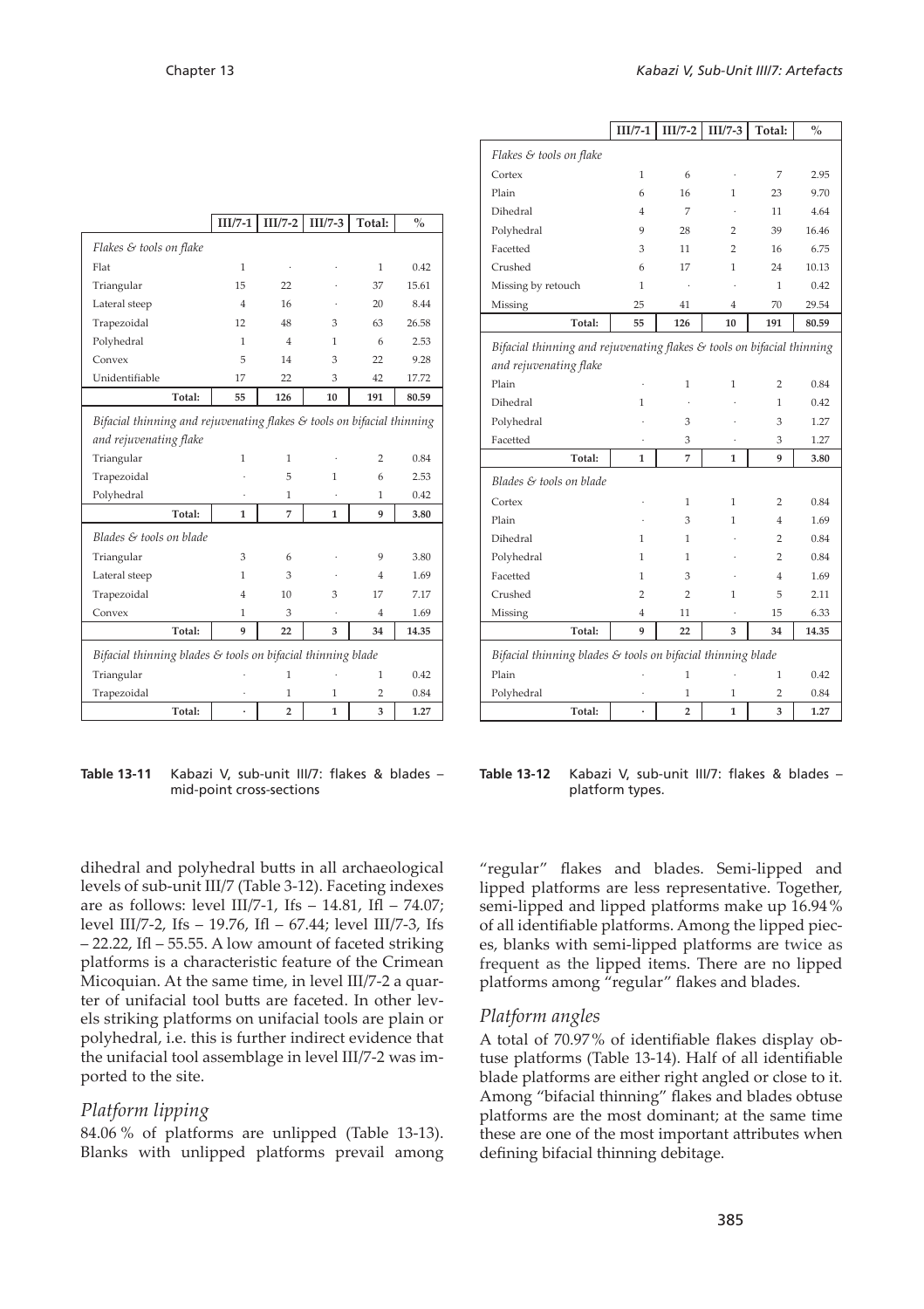|  | III/7-1 | III/7-2 | III/7-3 | Total: | % |
|---|---|---|---|---|---|
| *Flakes & tools on flake* | | | | | |
| Flat | 1 | · | · | 1 | 0.42 |
| Triangular | 15 | 22 | · | 37 | 15.61 |
| Lateral steep | 4 | 16 | · | 20 | 8.44 |
| Trapezoidal | 12 | 48 | 3 | 63 | 26.58 |
| Polyhedral | 1 | 4 | 1 | 6 | 2.53 |
| Convex | 5 | 14 | 3 | 22 | 9.28 |
| Unidentifiable | 17 | 22 | 3 | 42 | 17.72 |
| **Total:** | **55** | **126** | **10** | **191** | **80.59** |
| *Bifacial thinning and rejuvenating flakes & tools on bifacial thinning and rejuvenating flake* | | | | | |
| Triangular | 1 | 1 | · | 2 | 0.84 |
| Trapezoidal | · | 5 | 1 | 6 | 2.53 |
| Polyhedral | · | 1 | · | 1 | 0.42 |
| **Total:** | **1** | **7** | **1** | **9** | **3.80** |
| *Blades & tools on blade* | | | | | |
| Triangular | 3 | 6 | · | 9 | 3.80 |
| Lateral steep | 1 | 3 | · | 4 | 1.69 |
| Trapezoidal | 4 | 10 | 3 | 17 | 7.17 |
| Convex | 1 | 3 | · | 4 | 1.69 |
| **Total:** | **9** | **22** | **3** | **34** | **14.35** |
| *Bifacial thinning blades & tools on bifacial thinning blade* | | | | | |
| Triangular | · | 1 | · | 1 | 0.42 |
| Trapezoidal | · | 1 | 1 | 2 | 0.84 |
| **Total:** | **·** | **2** | **1** | **3** | **1.27** |

**Table 13-11** Kabazi V, sub-unit III/7: flakes & blades – mid-point cross-sections

|  | III/7-1 | III/7-2 | III/7-3 | Total: | % |
|---|---|---|---|---|---|
| *Flakes & tools on flake* | | | | | |
| Cortex | 1 | 6 | · | 7 | 2.95 |
| Plain | 6 | 16 | 1 | 23 | 9.70 |
| Dihedral | 4 | 7 | · | 11 | 4.64 |
| Polyhedral | 9 | 28 | 2 | 39 | 16.46 |
| Facetted | 3 | 11 | 2 | 16 | 6.75 |
| Crushed | 6 | 17 | 1 | 24 | 10.13 |
| Missing by retouch | 1 | · | · | 1 | 0.42 |
| Missing | 25 | 41 | 4 | 70 | 29.54 |
| **Total:** | **55** | **126** | **10** | **191** | **80.59** |
| *Bifacial thinning and rejuvenating flakes & tools on bifacial thinning and rejuvenating flake* | | | | | |
| Plain | · | 1 | 1 | 2 | 0.84 |
| Dihedral | 1 | · | · | 1 | 0.42 |
| Polyhedral | · | 3 | · | 3 | 1.27 |
| Facetted | · | 3 | · | 3 | 1.27 |
| **Total:** | **1** | **7** | **1** | **9** | **3.80** |
| *Blades & tools on blade* | | | | | |
| Cortex | · | 1 | 1 | 2 | 0.84 |
| Plain | · | 3 | 1 | 4 | 1.69 |
| Dihedral | 1 | 1 | · | 2 | 0.84 |
| Polyhedral | 1 | 1 | · | 2 | 0.84 |
| Facetted | 1 | 3 | · | 4 | 1.69 |
| Crushed | 2 | 2 | 1 | 5 | 2.11 |
| Missing | 4 | 11 | · | 15 | 6.33 |
| **Total:** | **9** | **22** | **3** | **34** | **14.35** |
| *Bifacial thinning blades & tools on bifacial thinning blade* | | | | | |
| Plain | · | 1 | · | 1 | 0.42 |
| Polyhedral | · | 1 | 1 | 2 | 0.84 |
| **Total:** | **·** | **2** | **1** | **3** | **1.27** |

**Table 13-12** Kabazi V, sub-unit III/7: flakes & blades – platform types.

dihedral and polyhedral butts in all archaeological levels of sub-unit III/7 (Table 3-12). Faceting indexes are as follows: level III/7-1, Ifs – 14.81, Ifl – 74.07; level III/7-2, Ifs – 19.76, Ifl – 67.44; level III/7-3, Ifs – 22.22, Ifl – 55.55. A low amount of faceted striking platforms is a characteristic feature of the Crimean Micoquian. At the same time, in level III/7-2 a quarter of unifacial tool butts are faceted. In other levels striking platforms on unifacial tools are plain or polyhedral, i.e. this is further indirect evidence that the unifacial tool assemblage in level III/7-2 was imported to the site.

## *Platform lipping*

84.06 % of platforms are unlipped (Table 13-13). Blanks with unlipped platforms prevail among "regular" flakes and blades. Semi-lipped and lipped platforms are less representative. Together, semi-lipped and lipped platforms make up 16.94 % of all identifiable platforms. Among the lipped pieces, blanks with semi-lipped platforms are twice as frequent as the lipped items. There are no lipped platforms among "regular" flakes and blades.

## *Platform angles*

A total of 70.97 % of identifiable flakes display obtuse platforms (Table 13-14). Half of all identifiable blade platforms are either right angled or close to it. Among "bifacial thinning" flakes and blades obtuse platforms are the most dominant; at the same time these are one of the most important attributes when defining bifacial thinning debitage.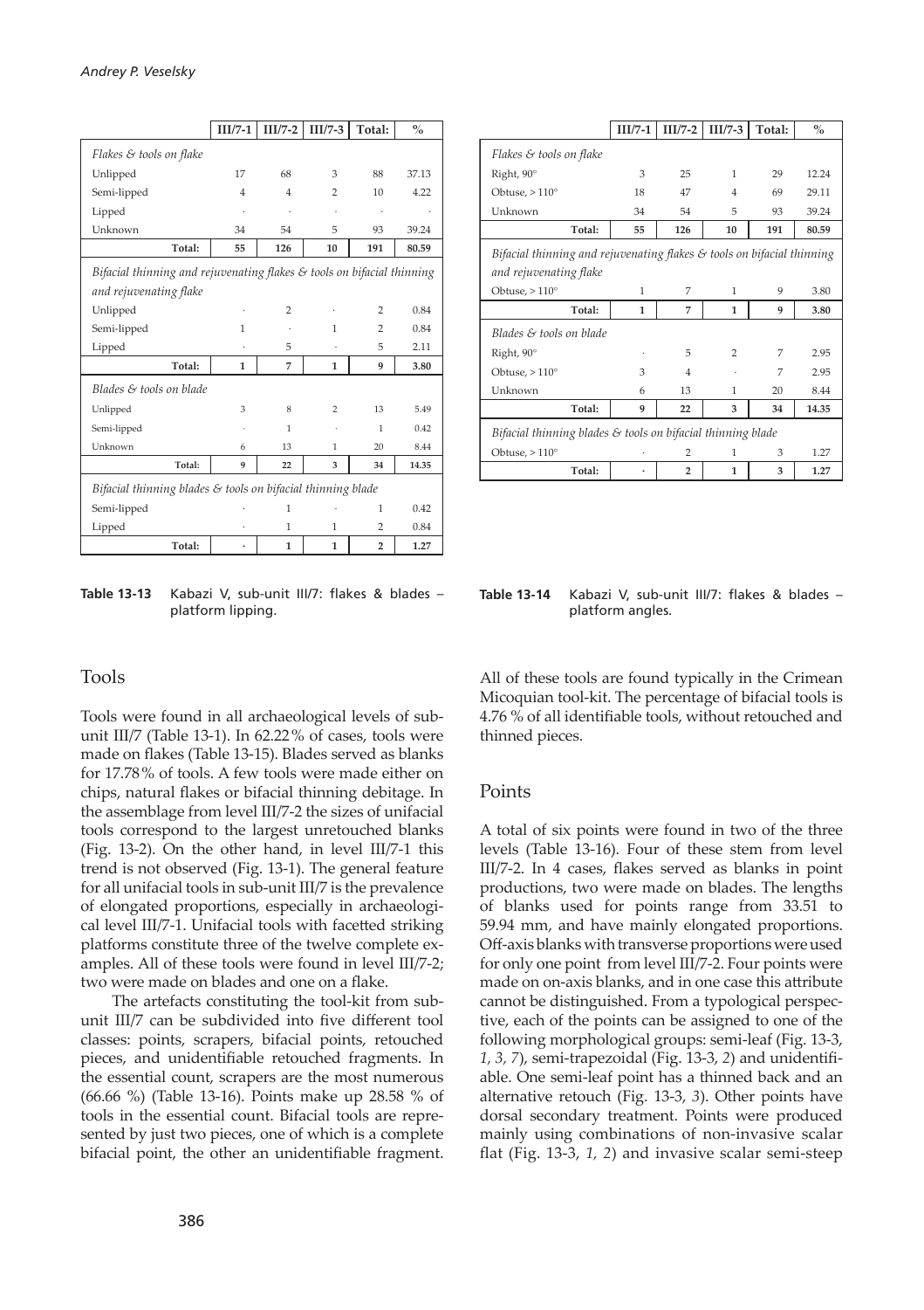| | III/7-1 | III/7-2 | III/7-3 | Total: | % |
|---|---|---|---|---|---|
| *Flakes & tools on flake* | | | | | |
| Unlipped | 17 | 68 | 3 | 88 | 37.13 |
| Semi-lipped | 4 | 4 | 2 | 10 | 4.22 |
| Lipped | · | · | · | · | · |
| Unknown | 34 | 54 | 5 | 93 | 39.24 |
| **Total:** | **55** | **126** | **10** | **191** | **80.59** |
| *Bifacial thinning and rejuvenating flakes & tools on bifacial thinning and rejuvenating flake* | | | | | |
| Unlipped | · | 2 | · | 2 | 0.84 |
| Semi-lipped | 1 | · | 1 | 2 | 0.84 |
| Lipped | · | 5 | · | 5 | 2.11 |
| **Total:** | **1** | **7** | **1** | **9** | **3.80** |
| *Blades & tools on blade* | | | | | |
| Unlipped | 3 | 8 | 2 | 13 | 5.49 |
| Semi-lipped | · | 1 | · | 1 | 0.42 |
| Unknown | 6 | 13 | 1 | 20 | 8.44 |
| **Total:** | **9** | **22** | **3** | **34** | **14.35** |
| *Bifacial thinning blades & tools on bifacial thinning blade* | | | | | |
| Semi-lipped | · | 1 | · | 1 | 0.42 |
| Lipped | · | 1 | 1 | 2 | 0.84 |
| **Total:** | **·** | **1** | **1** | **2** | **1.27** |

**Table 13-13** Kabazi V, sub-unit III/7: flakes & blades – platform lipping.

| | III/7-1 | III/7-2 | III/7-3 | Total: | % |
|---|---|---|---|---|---|
| *Flakes & tools on flake* | | | | | |
| Right, 90° | 3 | 25 | 1 | 29 | 12.24 |
| Obtuse, > 110° | 18 | 47 | 4 | 69 | 29.11 |
| Unknown | 34 | 54 | 5 | 93 | 39.24 |
| **Total:** | **55** | **126** | **10** | **191** | **80.59** |
| *Bifacial thinning and rejuvenating flakes & tools on bifacial thinning and rejuvenating flake* | | | | | |
| Obtuse, > 110° | 1 | 7 | 1 | 9 | 3.80 |
| **Total:** | **1** | **7** | **1** | **9** | **3.80** |
| *Blades & tools on blade* | | | | | |
| Right, 90° | · | 5 | 2 | 7 | 2.95 |
| Obtuse, > 110° | 3 | 4 | · | 7 | 2.95 |
| Unknown | 6 | 13 | 1 | 20 | 8.44 |
| **Total:** | **9** | **22** | **3** | **34** | **14.35** |
| *Bifacial thinning blades & tools on bifacial thinning blade* | | | | | |
| Obtuse, > 110° | · | 2 | 1 | 3 | 1.27 |
| **Total:** | **·** | **2** | **1** | **3** | **1.27** |

**Table 13-14** Kabazi V, sub-unit III/7: flakes & blades – platform angles.

## Tools

Tools were found in all archaeological levels of sub-unit III/7 (Table 13-1). In 62.22 % of cases, tools were made on flakes (Table 13-15). Blades served as blanks for 17.78 % of tools. A few tools were made either on chips, natural flakes or bifacial thinning debitage. In the assemblage from level III/7-2 the sizes of unifacial tools correspond to the largest unretouched blanks (Fig. 13-2). On the other hand, in level III/7-1 this trend is not observed (Fig. 13-1). The general feature for all unifacial tools in sub-unit III/7 is the prevalence of elongated proportions, especially in archaeological level III/7-1. Unifacial tools with facetted striking platforms constitute three of the twelve complete examples. All of these tools were found in level III/7-2; two were made on blades and one on a flake.

The artefacts constituting the tool-kit from sub-unit III/7 can be subdivided into five different tool classes: points, scrapers, bifacial points, retouched pieces, and unidentifiable retouched fragments. In the essential count, scrapers are the most numerous (66.66 %) (Table 13-16). Points make up 28.58 % of tools in the essential count. Bifacial tools are represented by just two pieces, one of which is a complete bifacial point, the other an unidentifiable fragment. All of these tools are found typically in the Crimean Micoquian tool-kit. The percentage of bifacial tools is 4.76 % of all identifiable tools, without retouched and thinned pieces.

## Points

A total of six points were found in two of the three levels (Table 13-16). Four of these stem from level III/7-2. In 4 cases, flakes served as blanks in point productions, two were made on blades. The lengths of blanks used for points range from 33.51 to 59.94 mm, and have mainly elongated proportions. Off-axis blanks with transverse proportions were used for only one point from level III/7-2. Four points were made on on-axis blanks, and in one case this attribute cannot be distinguished. From a typological perspective, each of the points can be assigned to one of the following morphological groups: semi-leaf (Fig. 13-3, *1, 3, 7*), semi-trapezoidal (Fig. 13-3, *2*) and unidentifiable. One semi-leaf point has a thinned back and an alternative retouch (Fig. 13-3, *3*). Other points have dorsal secondary treatment. Points were produced mainly using combinations of non-invasive scalar flat (Fig. 13-3, *1, 2*) and invasive scalar semi-steep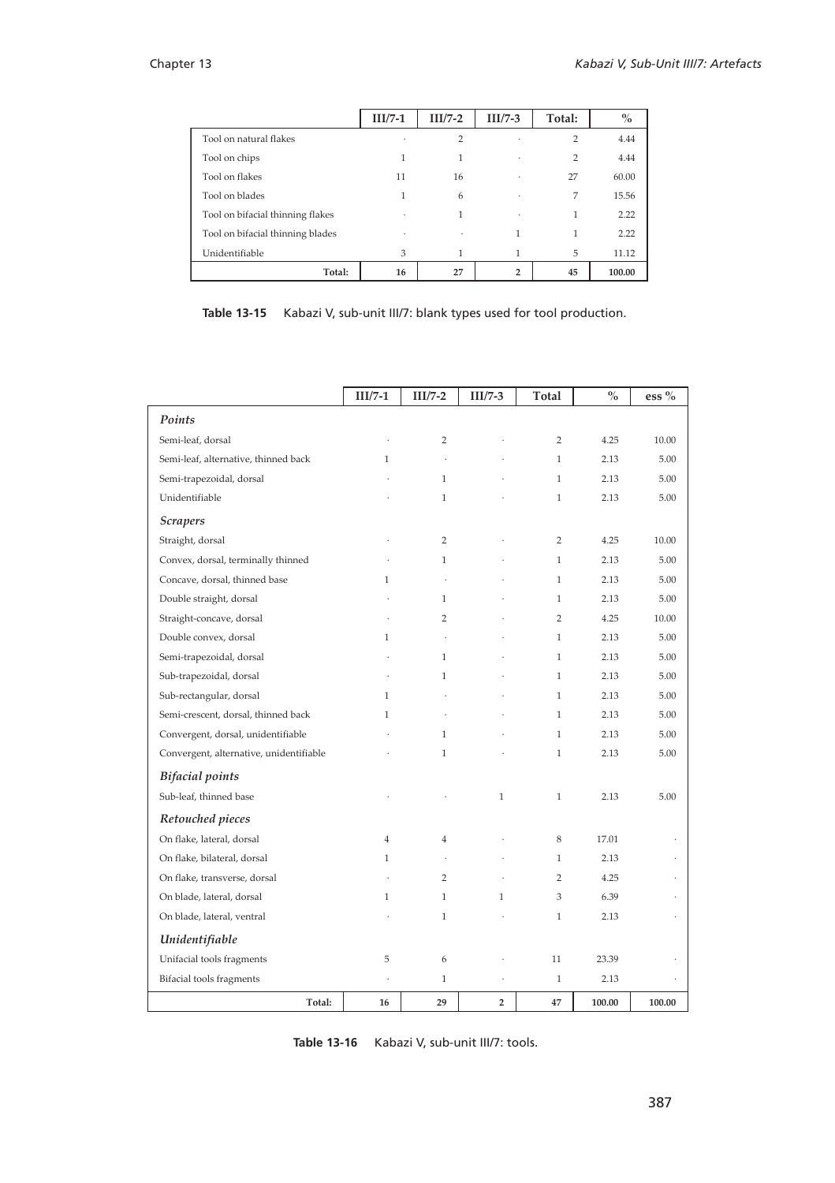| | III/7-1 | III/7-2 | III/7-3 | Total: | % |
|---|---|---|---|---|---|
| Tool on natural flakes | · | 2 | · | 2 | 4.44 |
| Tool on chips | 1 | 1 | · | 2 | 4.44 |
| Tool on flakes | 11 | 16 | · | 27 | 60.00 |
| Tool on blades | 1 | 6 | · | 7 | 15.56 |
| Tool on bifacial thinning flakes | · | 1 | · | 1 | 2.22 |
| Tool on bifacial thinning blades | · | · | 1 | 1 | 2.22 |
| Unidentifiable | 3 | 1 | 1 | 5 | 11.12 |
| **Total:** | **16** | **27** | **2** | **45** | **100.00** |

**Table 13-15** Kabazi V, sub-unit III/7: blank types used for tool production.

| | III/7-1 | III/7-2 | III/7-3 | Total | % | ess % |
|---|---|---|---|---|---|---|
| ***Points*** | | | | | | |
| Semi-leaf, dorsal | · | 2 | · | 2 | 4.25 | 10.00 |
| Semi-leaf, alternative, thinned back | 1 | · | · | 1 | 2.13 | 5.00 |
| Semi-trapezoidal, dorsal | · | 1 | · | 1 | 2.13 | 5.00 |
| Unidentifiable | · | 1 | · | 1 | 2.13 | 5.00 |
| ***Scrapers*** | | | | | | |
| Straight, dorsal | · | 2 | · | 2 | 4.25 | 10.00 |
| Convex, dorsal, terminally thinned | · | 1 | · | 1 | 2.13 | 5.00 |
| Concave, dorsal, thinned base | 1 | · | · | 1 | 2.13 | 5.00 |
| Double straight, dorsal | · | 1 | · | 1 | 2.13 | 5.00 |
| Straight-concave, dorsal | · | 2 | · | 2 | 4.25 | 10.00 |
| Double convex, dorsal | 1 | · | · | 1 | 2.13 | 5.00 |
| Semi-trapezoidal, dorsal | · | 1 | · | 1 | 2.13 | 5.00 |
| Sub-trapezoidal, dorsal | · | 1 | · | 1 | 2.13 | 5.00 |
| Sub-rectangular, dorsal | 1 | · | · | 1 | 2.13 | 5.00 |
| Semi-crescent, dorsal, thinned back | 1 | · | · | 1 | 2.13 | 5.00 |
| Convergent, dorsal, unidentifiable | · | 1 | · | 1 | 2.13 | 5.00 |
| Convergent, alternative, unidentifiable | · | 1 | · | 1 | 2.13 | 5.00 |
| ***Bifacial points*** | | | | | | |
| Sub-leaf, thinned base | · | · | 1 | 1 | 2.13 | 5.00 |
| ***Retouched pieces*** | | | | | | |
| On flake, lateral, dorsal | 4 | 4 | · | 8 | 17.01 | · |
| On flake, bilateral, dorsal | 1 | · | · | 1 | 2.13 | · |
| On flake, transverse, dorsal | · | 2 | · | 2 | 4.25 | · |
| On blade, lateral, dorsal | 1 | 1 | 1 | 3 | 6.39 | · |
| On blade, lateral, ventral | · | 1 | · | 1 | 2.13 | · |
| ***Unidentifiable*** | | | | | | |
| Unifacial tools fragments | 5 | 6 | · | 11 | 23.39 | · |
| Bifacial tools fragments | · | 1 | · | 1 | 2.13 | · |
| **Total:** | **16** | **29** | **2** | **47** | **100.00** | **100.00** |

**Table 13-16** Kabazi V, sub-unit III/7: tools.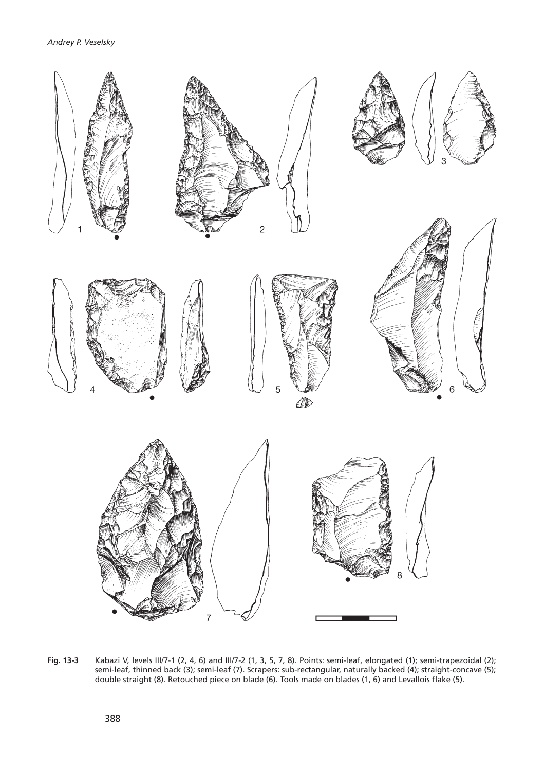**Fig. 13-3** Kabazi V, levels III/7-1 (2, 4, 6) and III/7-2 (1, 3, 5, 7, 8). Points: semi-leaf, elongated (1); semi-trapezoidal (2); semi-leaf, thinned back (3); semi-leaf (7). Scrapers: sub-rectangular, naturally backed (4); straight-concave (5); double straight (8). Retouched piece on blade (6). Tools made on blades (1, 6) and Levallois flake (5).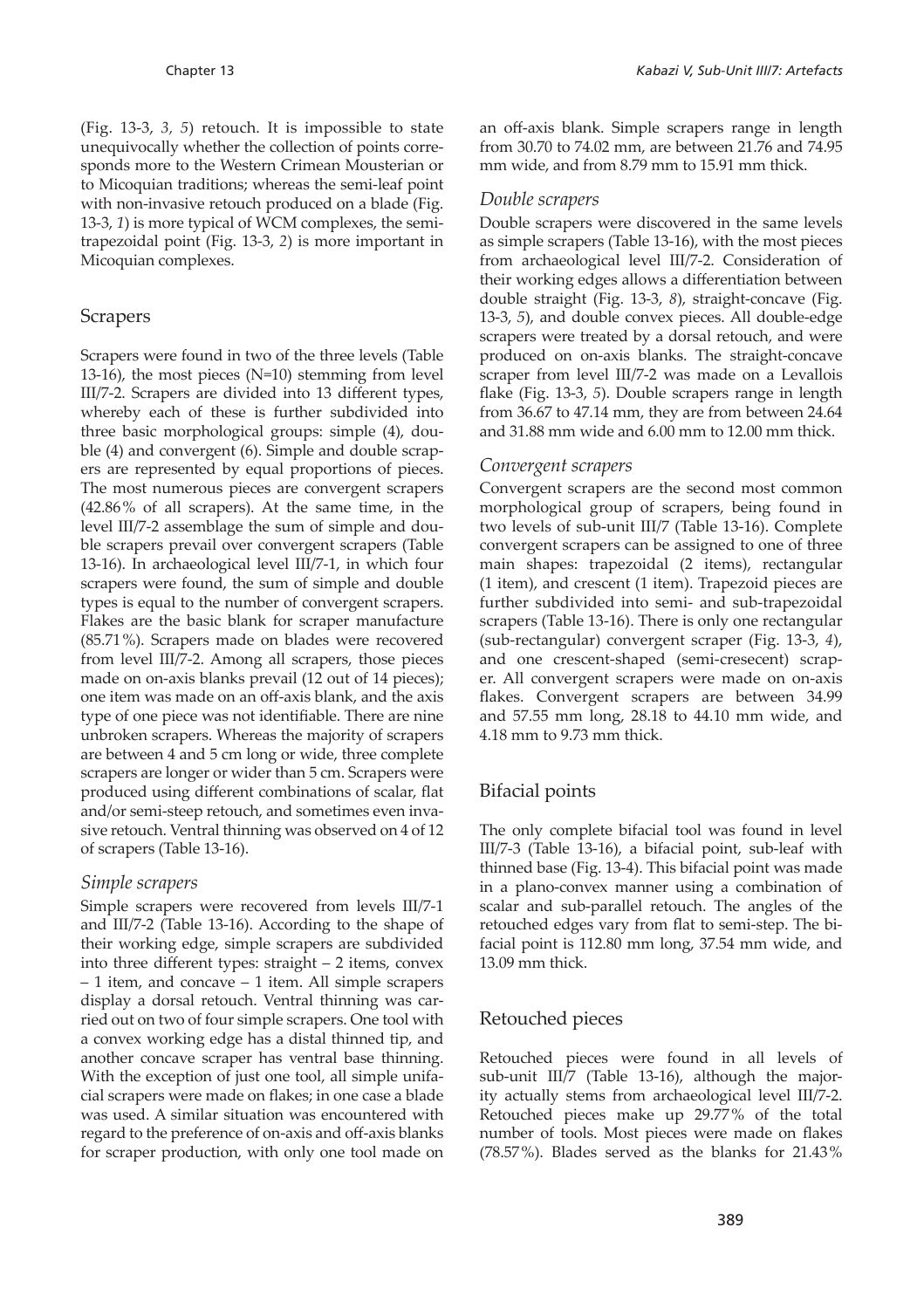(Fig. 13-3, *3, 5*) retouch. It is impossible to state unequivocally whether the collection of points corresponds more to the Western Crimean Mousterian or to Micoquian traditions; whereas the semi-leaf point with non-invasive retouch produced on a blade (Fig. 13-3, *1*) is more typical of WCM complexes, the semi-trapezoidal point (Fig. 13-3, *2*) is more important in Micoquian complexes.

## Scrapers

Scrapers were found in two of the three levels (Table 13-16), the most pieces (N=10) stemming from level III/7-2. Scrapers are divided into 13 different types, whereby each of these is further subdivided into three basic morphological groups: simple (4), double (4) and convergent (6). Simple and double scrapers are represented by equal proportions of pieces. The most numerous pieces are convergent scrapers (42.86% of all scrapers). At the same time, in the level III/7-2 assemblage the sum of simple and double scrapers prevail over convergent scrapers (Table 13-16). In archaeological level III/7-1, in which four scrapers were found, the sum of simple and double types is equal to the number of convergent scrapers. Flakes are the basic blank for scraper manufacture (85.71%). Scrapers made on blades were recovered from level III/7-2. Among all scrapers, those pieces made on on-axis blanks prevail (12 out of 14 pieces); one item was made on an off-axis blank, and the axis type of one piece was not identifiable. There are nine unbroken scrapers. Whereas the majority of scrapers are between 4 and 5 cm long or wide, three complete scrapers are longer or wider than 5 cm. Scrapers were produced using different combinations of scalar, flat and/or semi-steep retouch, and sometimes even invasive retouch. Ventral thinning was observed on 4 of 12 of scrapers (Table 13-16).

### *Simple scrapers*

Simple scrapers were recovered from levels III/7-1 and III/7-2 (Table 13-16). According to the shape of their working edge, simple scrapers are subdivided into three different types: straight – 2 items, convex – 1 item, and concave – 1 item. All simple scrapers display a dorsal retouch. Ventral thinning was carried out on two of four simple scrapers. One tool with a convex working edge has a distal thinned tip, and another concave scraper has ventral base thinning. With the exception of just one tool, all simple unifacial scrapers were made on flakes; in one case a blade was used. A similar situation was encountered with regard to the preference of on-axis and off-axis blanks for scraper production, with only one tool made on an off-axis blank. Simple scrapers range in length from 30.70 to 74.02 mm, are between 21.76 and 74.95 mm wide, and from 8.79 mm to 15.91 mm thick.

### *Double scrapers*

Double scrapers were discovered in the same levels as simple scrapers (Table 13-16), with the most pieces from archaeological level III/7-2. Consideration of their working edges allows a differentiation between double straight (Fig. 13-3, *8*), straight-concave (Fig. 13-3, *5*), and double convex pieces. All double-edge scrapers were treated by a dorsal retouch, and were produced on on-axis blanks. The straight-concave scraper from level III/7-2 was made on a Levallois flake (Fig. 13-3, *5*). Double scrapers range in length from 36.67 to 47.14 mm, they are from between 24.64 and 31.88 mm wide and 6.00 mm to 12.00 mm thick.

### *Convergent scrapers*

Convergent scrapers are the second most common morphological group of scrapers, being found in two levels of sub-unit III/7 (Table 13-16). Complete convergent scrapers can be assigned to one of three main shapes: trapezoidal (2 items), rectangular (1 item), and crescent (1 item). Trapezoid pieces are further subdivided into semi- and sub-trapezoidal scrapers (Table 13-16). There is only one rectangular (sub-rectangular) convergent scraper (Fig. 13-3, *4*), and one crescent-shaped (semi-cresecent) scraper. All convergent scrapers were made on on-axis flakes. Convergent scrapers are between 34.99 and 57.55 mm long, 28.18 to 44.10 mm wide, and 4.18 mm to 9.73 mm thick.

## Bifacial points

The only complete bifacial tool was found in level III/7-3 (Table 13-16), a bifacial point, sub-leaf with thinned base (Fig. 13-4). This bifacial point was made in a plano-convex manner using a combination of scalar and sub-parallel retouch. The angles of the retouched edges vary from flat to semi-step. The bifacial point is 112.80 mm long, 37.54 mm wide, and 13.09 mm thick.

## Retouched pieces

Retouched pieces were found in all levels of sub-unit III/7 (Table 13-16), although the majority actually stems from archaeological level III/7-2. Retouched pieces make up 29.77% of the total number of tools. Most pieces were made on flakes (78.57%). Blades served as the blanks for 21.43%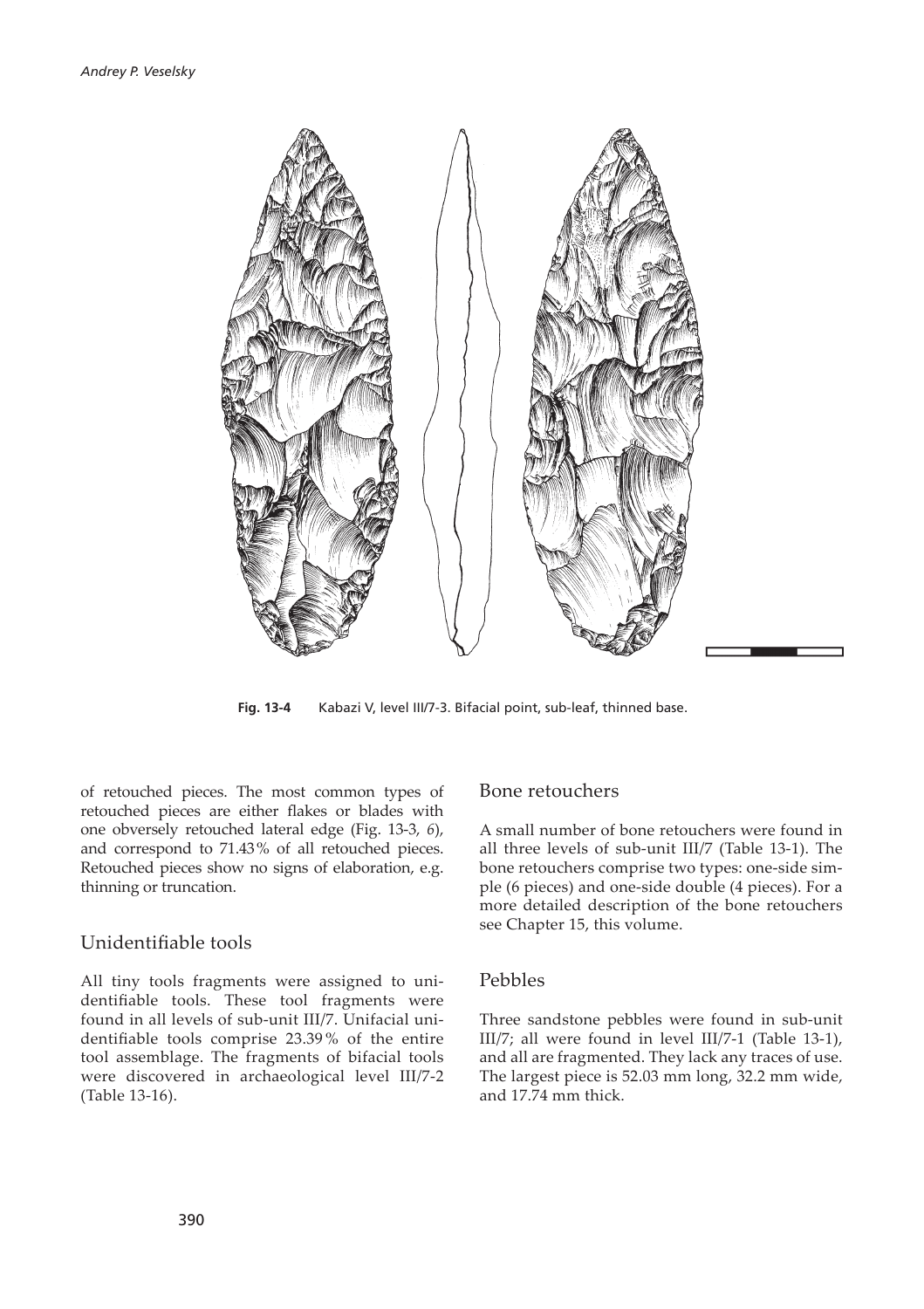**Fig. 13-4** Kabazi V, level III/7-3. Bifacial point, sub-leaf, thinned base.

of retouched pieces. The most common types of retouched pieces are either flakes or blades with one obversely retouched lateral edge (Fig. 13-3, *6*), and correspond to 71.43 % of all retouched pieces. Retouched pieces show no signs of elaboration, e.g. thinning or truncation.

## Unidentifiable tools

All tiny tools fragments were assigned to unidentifiable tools. These tool fragments were found in all levels of sub-unit III/7. Unifacial unidentifiable tools comprise 23.39 % of the entire tool assemblage. The fragments of bifacial tools were discovered in archaeological level III/7-2 (Table 13-16).

## Bone retouchers

A small number of bone retouchers were found in all three levels of sub-unit III/7 (Table 13-1). The bone retouchers comprise two types: one-side simple (6 pieces) and one-side double (4 pieces). For a more detailed description of the bone retouchers see Chapter 15, this volume.

## Pebbles

Three sandstone pebbles were found in sub-unit III/7; all were found in level III/7-1 (Table 13-1), and all are fragmented. They lack any traces of use. The largest piece is 52.03 mm long, 32.2 mm wide, and 17.74 mm thick.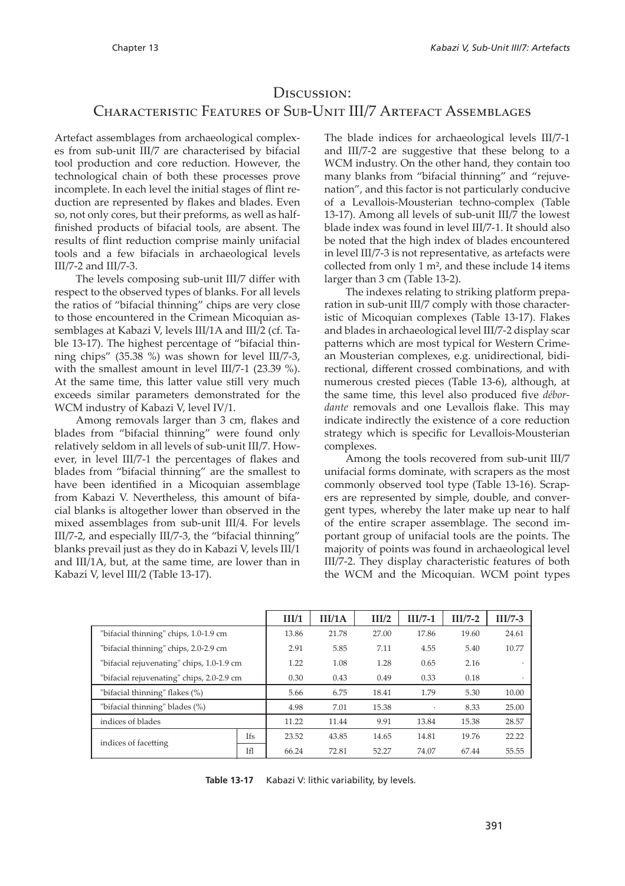## Discussion: Characteristic Features of Sub-Unit III/7 Artefact Assemblages

Artefact assemblages from archaeological complexes from sub-unit III/7 are characterised by bifacial tool production and core reduction. However, the technological chain of both these processes prove incomplete. In each level the initial stages of flint reduction are represented by flakes and blades. Even so, not only cores, but their preforms, as well as half-finished products of bifacial tools, are absent. The results of flint reduction comprise mainly unifacial tools and a few bifacials in archaeological levels III/7-2 and III/7-3.

The levels composing sub-unit III/7 differ with respect to the observed types of blanks. For all levels the ratios of "bifacial thinning" chips are very close to those encountered in the Crimean Micoquian assemblages at Kabazi V, levels III/1A and III/2 (cf. Table 13-17). The highest percentage of "bifacial thinning chips" (35.38 %) was shown for level III/7-3, with the smallest amount in level III/7-1 (23.39 %). At the same time, this latter value still very much exceeds similar parameters demonstrated for the WCM industry of Kabazi V, level IV/1.

Among removals larger than 3 cm, flakes and blades from "bifacial thinning" were found only relatively seldom in all levels of sub-unit III/7. However, in level III/7-1 the percentages of flakes and blades from "bifacial thinning" are the smallest to have been identified in a Micoquian assemblage from Kabazi V. Nevertheless, this amount of bifacial blanks is altogether lower than observed in the mixed assemblages from sub-unit III/4. For levels III/7-2, and especially III/7-3, the "bifacial thinning" blanks prevail just as they do in Kabazi V, levels III/1 and III/1A, but, at the same time, are lower than in Kabazi V, level III/2 (Table 13-17).

The blade indices for archaeological levels III/7-1 and III/7-2 are suggestive that these belong to a WCM industry. On the other hand, they contain too many blanks from "bifacial thinning" and "rejuvenation", and this factor is not particularly conducive of a Levallois-Mousterian techno-complex (Table 13-17). Among all levels of sub-unit III/7 the lowest blade index was found in level III/7-1. It should also be noted that the high index of blades encountered in level III/7-3 is not representative, as artefacts were collected from only 1 m², and these include 14 items larger than 3 cm (Table 13-2).

The indexes relating to striking platform preparation in sub-unit III/7 comply with those characteristic of Micoquian complexes (Table 13-17). Flakes and blades in archaeological level III/7-2 display scar patterns which are most typical for Western Crimean Mousterian complexes, e.g. unidirectional, bidirectional, different crossed combinations, and with numerous crested pieces (Table 13-6), although, at the same time, this level also produced five *débordante* removals and one Levallois flake. This may indicate indirectly the existence of a core reduction strategy which is specific for Levallois-Mousterian complexes.

Among the tools recovered from sub-unit III/7 unifacial forms dominate, with scrapers as the most commonly observed tool type (Table 13-16). Scrapers are represented by simple, double, and convergent types, whereby the later make up near to half of the entire scraper assemblage. The second important group of unifacial tools are the points. The majority of points was found in archaeological level III/7-2. They display characteristic features of both the WCM and the Micoquian. WCM point types

| | | III/1 | III/1A | III/2 | III/7-1 | III/7-2 | III/7-3 |
|---|---|---|---|---|---|---|---|
| "bifacial thinning" chips, 1.0-1.9 cm | | 13.86 | 21.78 | 27.00 | 17.86 | 19.60 | 24.61 |
| "bifacial thinning" chips, 2.0-2.9 cm | | 2.91 | 5.85 | 7.11 | 4.55 | 5.40 | 10.77 |
| "bifacial rejuvenating" chips, 1.0-1.9 cm | | 1.22 | 1.08 | 1.28 | 0.65 | 2.16 | · |
| "bifacial rejuvenating" chips, 2.0-2.9 cm | | 0.30 | 0.43 | 0.49 | 0.33 | 0.18 | · |
| "bifacial thinning" flakes (%) | | 5.66 | 6.75 | 18.41 | 1.79 | 5.30 | 10.00 |
| "bifacial thinning" blades (%) | | 4.98 | 7.01 | 15.38 | · | 8.33 | 25.00 |
| indices of blades | | 11.22 | 11.44 | 9.91 | 13.84 | 15.38 | 28.57 |
| indices of facetting | Ifs | 23.52 | 43.85 | 14.65 | 14.81 | 19.76 | 22.22 |
| | Ifl | 66.24 | 72.81 | 52.27 | 74.07 | 67.44 | 55.55 |

**Table 13-17** Kabazi V: lithic variability, by levels.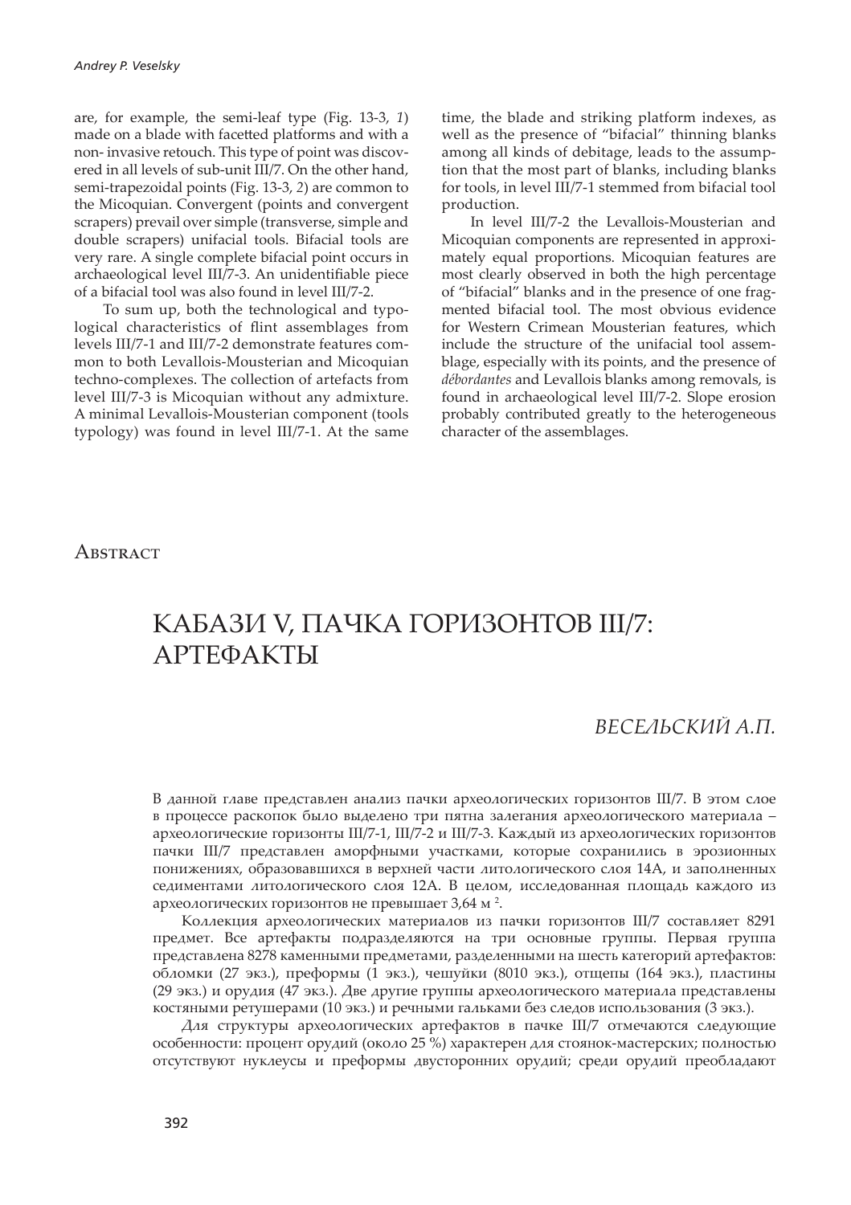are, for example, the semi-leaf type (Fig. 13-3, *1*) made on a blade with facetted platforms and with a non- invasive retouch. This type of point was discovered in all levels of sub-unit III/7. On the other hand, semi-trapezoidal points (Fig. 13-3, *2*) are common to the Micoquian. Convergent (points and convergent scrapers) prevail over simple (transverse, simple and double scrapers) unifacial tools. Bifacial tools are very rare. A single complete bifacial point occurs in archaeological level III/7-3. An unidentifiable piece of a bifacial tool was also found in level III/7-2.

To sum up, both the technological and typological characteristics of flint assemblages from levels III/7-1 and III/7-2 demonstrate features common to both Levallois-Mousterian and Micoquian techno-complexes. The collection of artefacts from level III/7-3 is Micoquian without any admixture. A minimal Levallois-Mousterian component (tools typology) was found in level III/7-1. At the same time, the blade and striking platform indexes, as well as the presence of "bifacial" thinning blanks among all kinds of debitage, leads to the assumption that the most part of blanks, including blanks for tools, in level III/7-1 stemmed from bifacial tool production.

In level III/7-2 the Levallois-Mousterian and Micoquian components are represented in approximately equal proportions. Micoquian features are most clearly observed in both the high percentage of "bifacial" blanks and in the presence of one fragmented bifacial tool. The most obvious evidence for Western Crimean Mousterian features, which include the structure of the unifacial tool assemblage, especially with its points, and the presence of *débordantes* and Levallois blanks among removals, is found in archaeological level III/7-2. Slope erosion probably contributed greatly to the heterogeneous character of the assemblages.

## Abstract

# КАБАЗИ V, ПАЧКА ГОРИЗОНТОВ III/7: АРТЕФАКТЫ

*ВЕСЕЛЬСКИЙ А.П.*

В данной главе представлен анализ пачки археологических горизонтов III/7. В этом слое в процессе раскопок было выделено три пятна залегания археологического материала – археологические горизонты III/7-1, III/7-2 и III/7-3. Каждый из археологических горизонтов пачки III/7 представлен аморфными участками, которые сохранились в эрозионных понижениях, образовавшихся в верхней части литологического слоя 14А, и заполненных седиментами литологического слоя 12А. В целом, исследованная площадь каждого из археологических горизонтов не превышает 3,64 м $^2$.

Коллекция археологических материалов из пачки горизонтов III/7 составляет 8291 предмет. Все артефакты подразделяются на три основные группы. Первая группа представлена 8278 каменными предметами, разделенными на шесть категорий артефактов: обломки (27 экз.), преформы (1 экз.), чешуйки (8010 экз.), отщепы (164 экз.), пластины (29 экз.) и орудия (47 экз.). Две другие группы археологического материала представлены костяными ретушерами (10 экз.) и речными гальками без следов использования (3 экз.).

Для структуры археологических артефактов в пачке III/7 отмечаются следующие особенности: процент орудий (около 25 %) характерен для стоянок-мастерских; полностью отсутствуют нуклеусы и преформы двусторонних орудий; среди орудий преобладают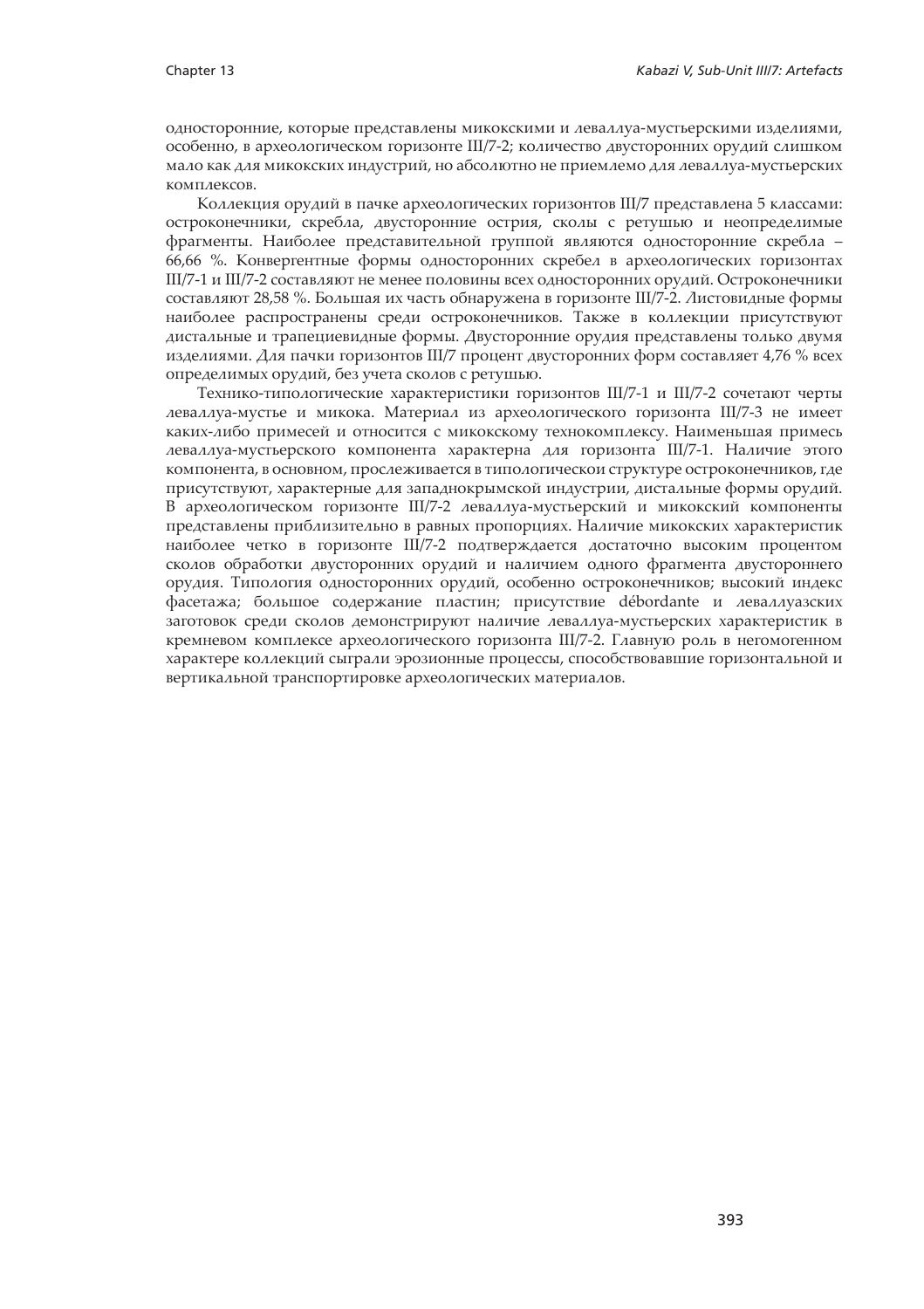односторонние, которые представлены микокскими и леваллуа-мустьерскими изделиями, особенно, в археологическом горизонте III/7-2; количество двусторонних орудий слишком мало как для микокских индустрий, но абсолютно не приемлемо для леваллуа-мустьерских комплексов.

Коллекция орудий в пачке археологических горизонтов III/7 представлена 5 классами: остроконечники, скребла, двусторонние острия, сколы с ретушью и неопределимые фрагменты. Наиболее представительной группой являются односторонние скребла – 66,66 %. Конвергентные формы односторонних скребел в археологических горизонтах III/7-1 и III/7-2 составляют не менее половины всех односторонних орудий. Остроконечники составляют 28,58 %. Большая их часть обнаружена в горизонте III/7-2. Листовидные формы наиболее распространены среди остроконечников. Также в коллекции присутствуют дистальные и трапециевидные формы. Двусторонние орудия представлены только двумя изделиями. Для пачки горизонтов III/7 процент двусторонних форм составляет 4,76 % всех определимых орудий, без учета сколов с ретушью.

Технико-типологические характеристики горизонтов III/7-1 и III/7-2 сочетают черты леваллуа-мустье и микока. Материал из археологического горизонта III/7-3 не имеет каких-либо примесей и относится с микокскому технокомплексу. Наименьшая примесь леваллуа-мустьерского компонента характерна для горизонта III/7-1. Наличие этого компонента, в основном, прослеживается в типологическои структуре остроконечников, где присутствуют, характерные для западнокрымской индустрии, дистальные формы орудий. В археологическом горизонте III/7-2 леваллуа-мустьерский и микокский компоненты представлены приблизительно в равных пропорциях. Наличие микокских характеристик наиболее четко в горизонте III/7-2 подтверждается достаточно высоким процентом сколов обработки двусторонних орудий и наличием одного фрагмента двустороннего орудия. Типология односторонних орудий, особенно остроконечников; высокий индекс фасетажа; большое содержание пластин; присутствие débordante и леваллуазских заготовок среди сколов демонстрируют наличие леваллуа-мустьерских характеристик в кремневом комплексе археологического горизонта III/7-2. Главную роль в негомогенном характере коллекций сыграли эрозионные процессы, способствовавшие горизонтальной и вертикальной транспортировке археологических материалов.